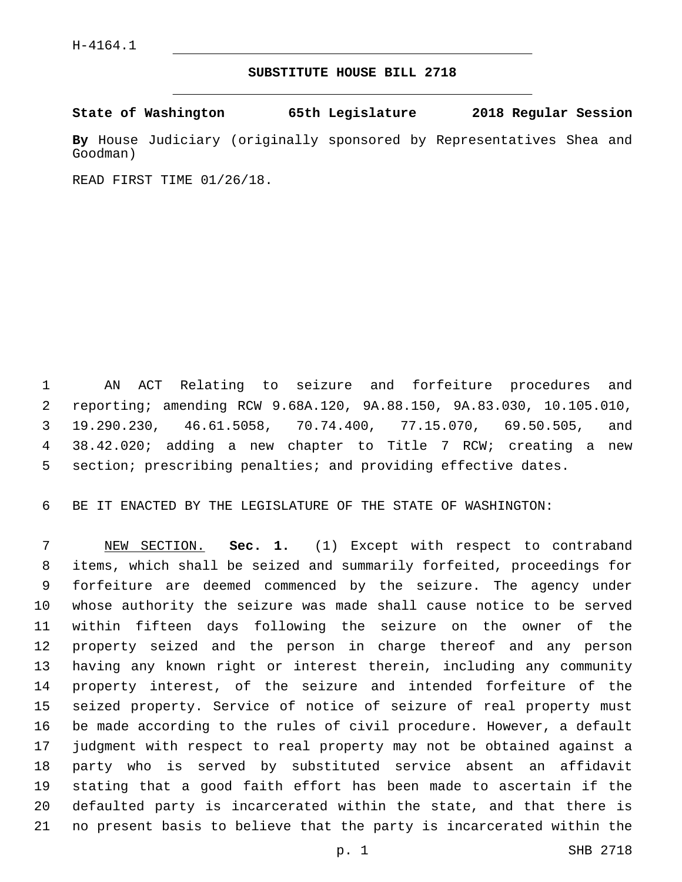H-4164.1

# SUBSTITUTE HOUSE BILL 2718

**State of Washington 65th Legislature 2018 Regular Session**

**By** House Judiciary (originally sponsored by Representatives Shea and Goodman)

READ FIRST TIME 01/26/18.

AN ACT Relating to seizure and forfeiture procedures and reporting; amending RCW 9.68A.120, 9A.88.150, 9A.83.030, 10.105.010, 19.290.230, 46.61.5058, 70.74.400, 77.15.070, 69.50.505, and 38.42.020; adding a new chapter to Title 7 RCW; creating a new section; prescribing penalties; and providing effective dates.

BE IT ENACTED BY THE LEGISLATURE OF THE STATE OF WASHINGTON:

NEW SECTION. **Sec. 1.** (1) Except with respect to contraband items, which shall be seized and summarily forfeited, proceedings for forfeiture are deemed commenced by the seizure. The agency under whose authority the seizure was made shall cause notice to be served within fifteen days following the seizure on the owner of the property seized and the person in charge thereof and any person having any known right or interest therein, including any community property interest, of the seizure and intended forfeiture of the seized property. Service of notice of seizure of real property must be made according to the rules of civil procedure. However, a default judgment with respect to real property may not be obtained against a party who is served by substituted service absent an affidavit stating that a good faith effort has been made to ascertain if the defaulted party is incarcerated within the state, and that there is no present basis to believe that the party is incarcerated within the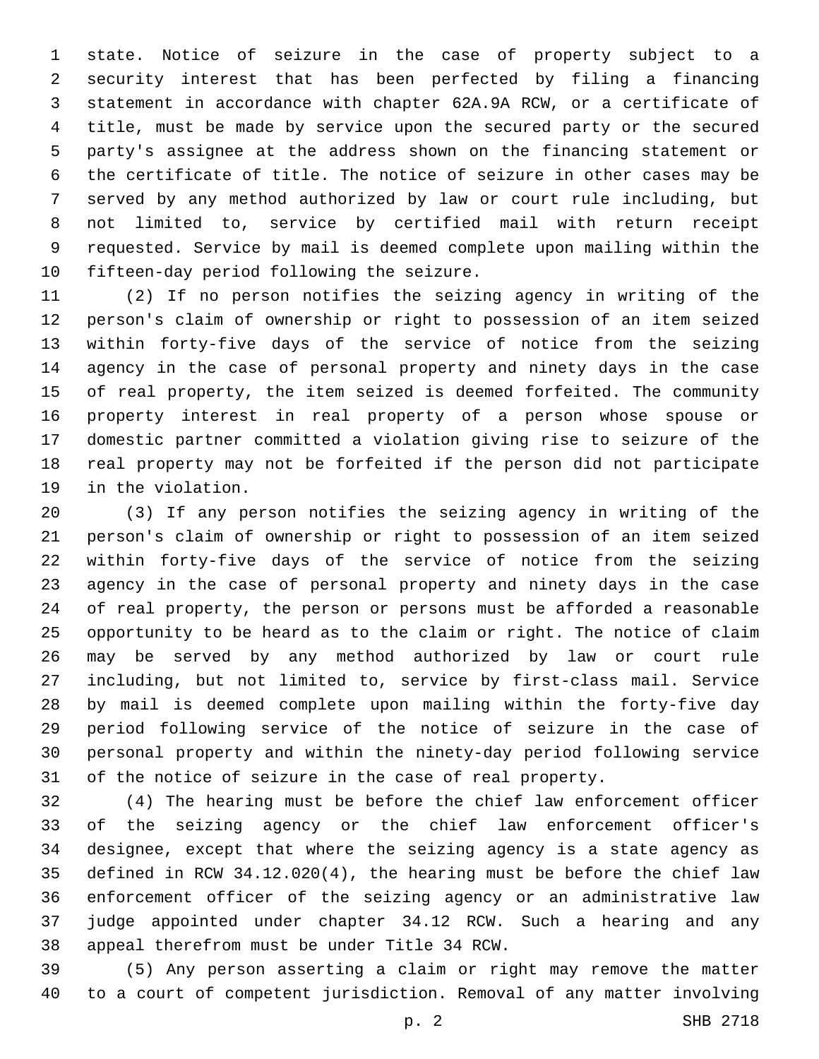state. Notice of seizure in the case of property subject to a security interest that has been perfected by filing a financing statement in accordance with chapter 62A.9A RCW, or a certificate of title, must be made by service upon the secured party or the secured party's assignee at the address shown on the financing statement or the certificate of title. The notice of seizure in other cases may be served by any method authorized by law or court rule including, but not limited to, service by certified mail with return receipt requested. Service by mail is deemed complete upon mailing within the fifteen-day period following the seizure.

(2) If no person notifies the seizing agency in writing of the person's claim of ownership or right to possession of an item seized within forty-five days of the service of notice from the seizing agency in the case of personal property and ninety days in the case of real property, the item seized is deemed forfeited. The community property interest in real property of a person whose spouse or domestic partner committed a violation giving rise to seizure of the real property may not be forfeited if the person did not participate in the violation.

(3) If any person notifies the seizing agency in writing of the person's claim of ownership or right to possession of an item seized within forty-five days of the service of notice from the seizing agency in the case of personal property and ninety days in the case of real property, the person or persons must be afforded a reasonable opportunity to be heard as to the claim or right. The notice of claim may be served by any method authorized by law or court rule including, but not limited to, service by first-class mail. Service by mail is deemed complete upon mailing within the forty-five day period following service of the notice of seizure in the case of personal property and within the ninety-day period following service of the notice of seizure in the case of real property.

(4) The hearing must be before the chief law enforcement officer of the seizing agency or the chief law enforcement officer's designee, except that where the seizing agency is a state agency as defined in RCW 34.12.020(4), the hearing must be before the chief law enforcement officer of the seizing agency or an administrative law judge appointed under chapter 34.12 RCW. Such a hearing and any appeal therefrom must be under Title 34 RCW.

(5) Any person asserting a claim or right may remove the matter to a court of competent jurisdiction. Removal of any matter involving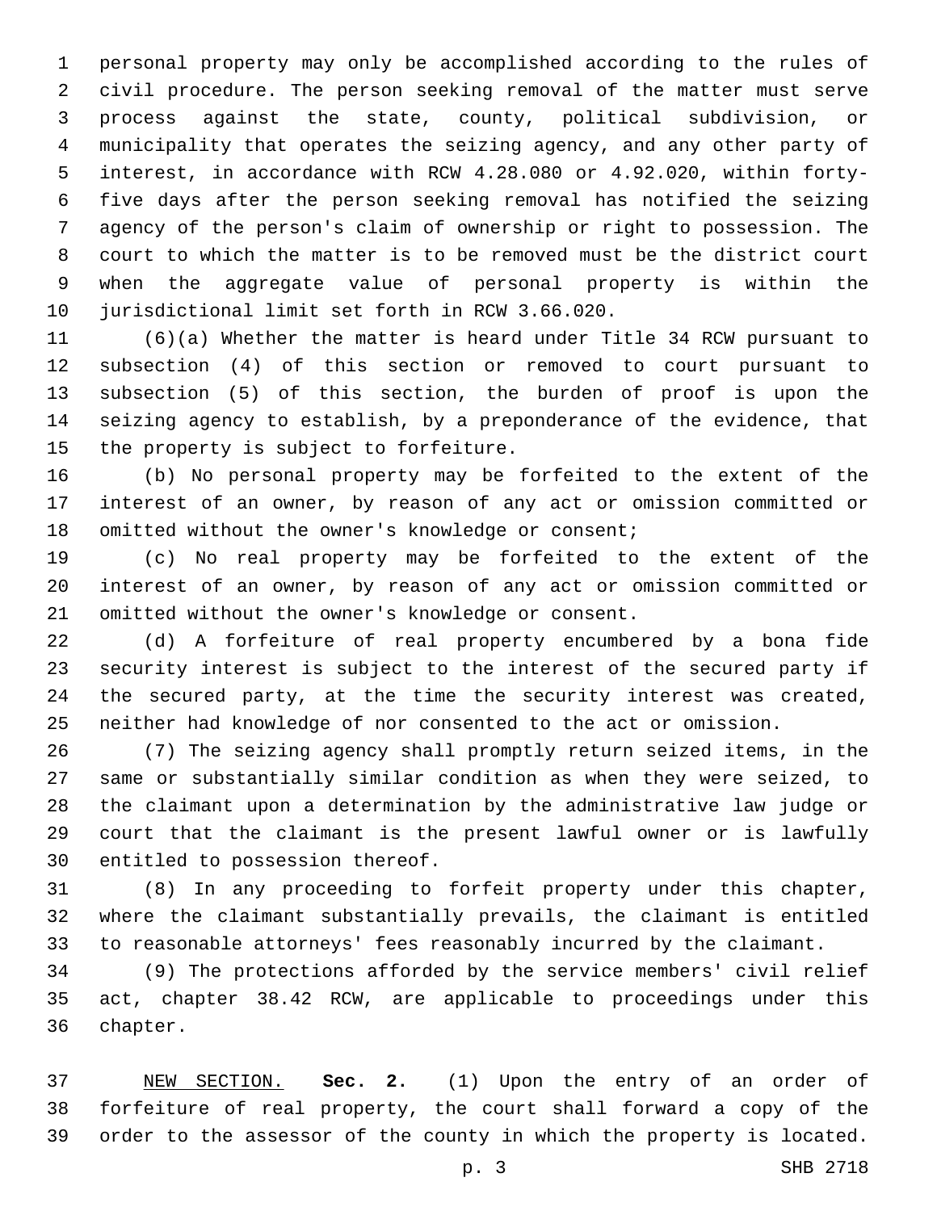personal property may only be accomplished according to the rules of civil procedure. The person seeking removal of the matter must serve process against the state, county, political subdivision, or municipality that operates the seizing agency, and any other party of interest, in accordance with RCW 4.28.080 or 4.92.020, within forty-five days after the person seeking removal has notified the seizing agency of the person's claim of ownership or right to possession. The court to which the matter is to be removed must be the district court when the aggregate value of personal property is within the jurisdictional limit set forth in RCW 3.66.020.

(6)(a) Whether the matter is heard under Title 34 RCW pursuant to subsection (4) of this section or removed to court pursuant to subsection (5) of this section, the burden of proof is upon the seizing agency to establish, by a preponderance of the evidence, that the property is subject to forfeiture.

(b) No personal property may be forfeited to the extent of the interest of an owner, by reason of any act or omission committed or omitted without the owner's knowledge or consent;

(c) No real property may be forfeited to the extent of the interest of an owner, by reason of any act or omission committed or omitted without the owner's knowledge or consent.

(d) A forfeiture of real property encumbered by a bona fide security interest is subject to the interest of the secured party if the secured party, at the time the security interest was created, neither had knowledge of nor consented to the act or omission.

(7) The seizing agency shall promptly return seized items, in the same or substantially similar condition as when they were seized, to the claimant upon a determination by the administrative law judge or court that the claimant is the present lawful owner or is lawfully entitled to possession thereof.

(8) In any proceeding to forfeit property under this chapter, where the claimant substantially prevails, the claimant is entitled to reasonable attorneys' fees reasonably incurred by the claimant.

(9) The protections afforded by the service members' civil relief act, chapter 38.42 RCW, are applicable to proceedings under this chapter.

NEW SECTION. **Sec. 2.** (1) Upon the entry of an order of forfeiture of real property, the court shall forward a copy of the order to the assessor of the county in which the property is located.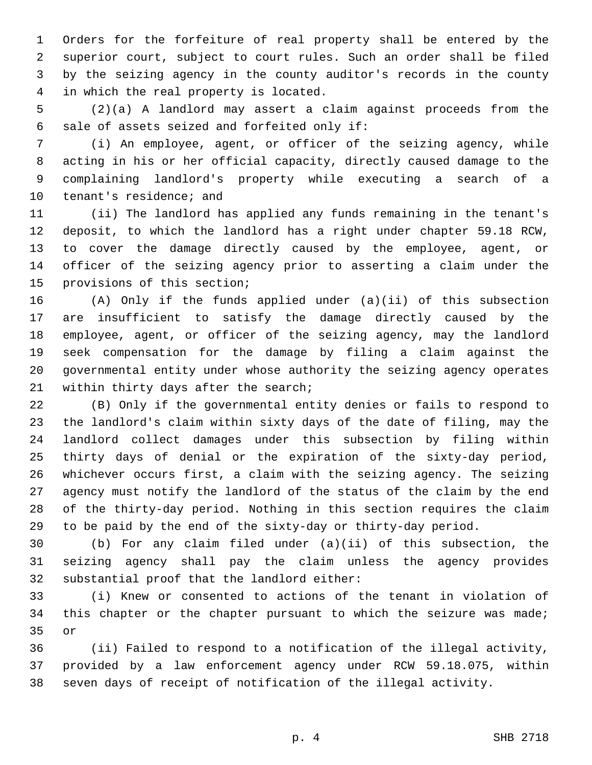Orders for the forfeiture of real property shall be entered by the superior court, subject to court rules. Such an order shall be filed by the seizing agency in the county auditor's records in the county in which the real property is located.

(2)(a) A landlord may assert a claim against proceeds from the sale of assets seized and forfeited only if:

(i) An employee, agent, or officer of the seizing agency, while acting in his or her official capacity, directly caused damage to the complaining landlord's property while executing a search of a tenant's residence; and

(ii) The landlord has applied any funds remaining in the tenant's deposit, to which the landlord has a right under chapter 59.18 RCW, to cover the damage directly caused by the employee, agent, or officer of the seizing agency prior to asserting a claim under the provisions of this section;

(A) Only if the funds applied under (a)(ii) of this subsection are insufficient to satisfy the damage directly caused by the employee, agent, or officer of the seizing agency, may the landlord seek compensation for the damage by filing a claim against the governmental entity under whose authority the seizing agency operates within thirty days after the search;

(B) Only if the governmental entity denies or fails to respond to the landlord's claim within sixty days of the date of filing, may the landlord collect damages under this subsection by filing within thirty days of denial or the expiration of the sixty-day period, whichever occurs first, a claim with the seizing agency. The seizing agency must notify the landlord of the status of the claim by the end of the thirty-day period. Nothing in this section requires the claim to be paid by the end of the sixty-day or thirty-day period.

(b) For any claim filed under (a)(ii) of this subsection, the seizing agency shall pay the claim unless the agency provides substantial proof that the landlord either:

(i) Knew or consented to actions of the tenant in violation of this chapter or the chapter pursuant to which the seizure was made; or

(ii) Failed to respond to a notification of the illegal activity, provided by a law enforcement agency under RCW 59.18.075, within seven days of receipt of notification of the illegal activity.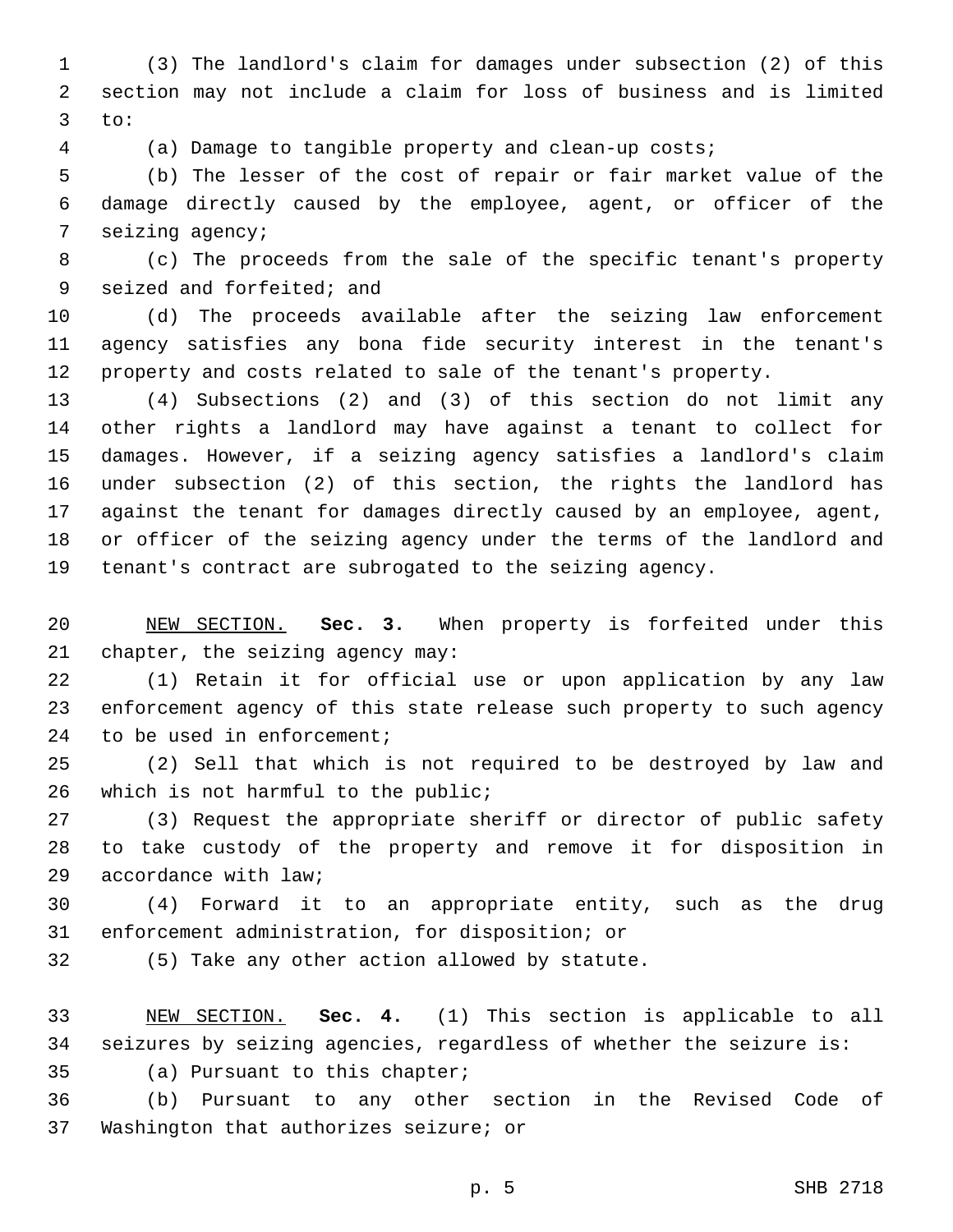(3) The landlord's claim for damages under subsection (2) of this section may not include a claim for loss of business and is limited to:

(a) Damage to tangible property and clean-up costs;

(b) The lesser of the cost of repair or fair market value of the damage directly caused by the employee, agent, or officer of the seizing agency;

(c) The proceeds from the sale of the specific tenant's property seized and forfeited; and

(d) The proceeds available after the seizing law enforcement agency satisfies any bona fide security interest in the tenant's property and costs related to sale of the tenant's property.

(4) Subsections (2) and (3) of this section do not limit any other rights a landlord may have against a tenant to collect for damages. However, if a seizing agency satisfies a landlord's claim under subsection (2) of this section, the rights the landlord has against the tenant for damages directly caused by an employee, agent, or officer of the seizing agency under the terms of the landlord and tenant's contract are subrogated to the seizing agency.

NEW SECTION. **Sec. 3.** When property is forfeited under this chapter, the seizing agency may:

(1) Retain it for official use or upon application by any law enforcement agency of this state release such property to such agency to be used in enforcement;

(2) Sell that which is not required to be destroyed by law and which is not harmful to the public;

(3) Request the appropriate sheriff or director of public safety to take custody of the property and remove it for disposition in accordance with law;

(4) Forward it to an appropriate entity, such as the drug enforcement administration, for disposition; or

(5) Take any other action allowed by statute.

NEW SECTION. **Sec. 4.** (1) This section is applicable to all seizures by seizing agencies, regardless of whether the seizure is:

(a) Pursuant to this chapter;

(b) Pursuant to any other section in the Revised Code of Washington that authorizes seizure; or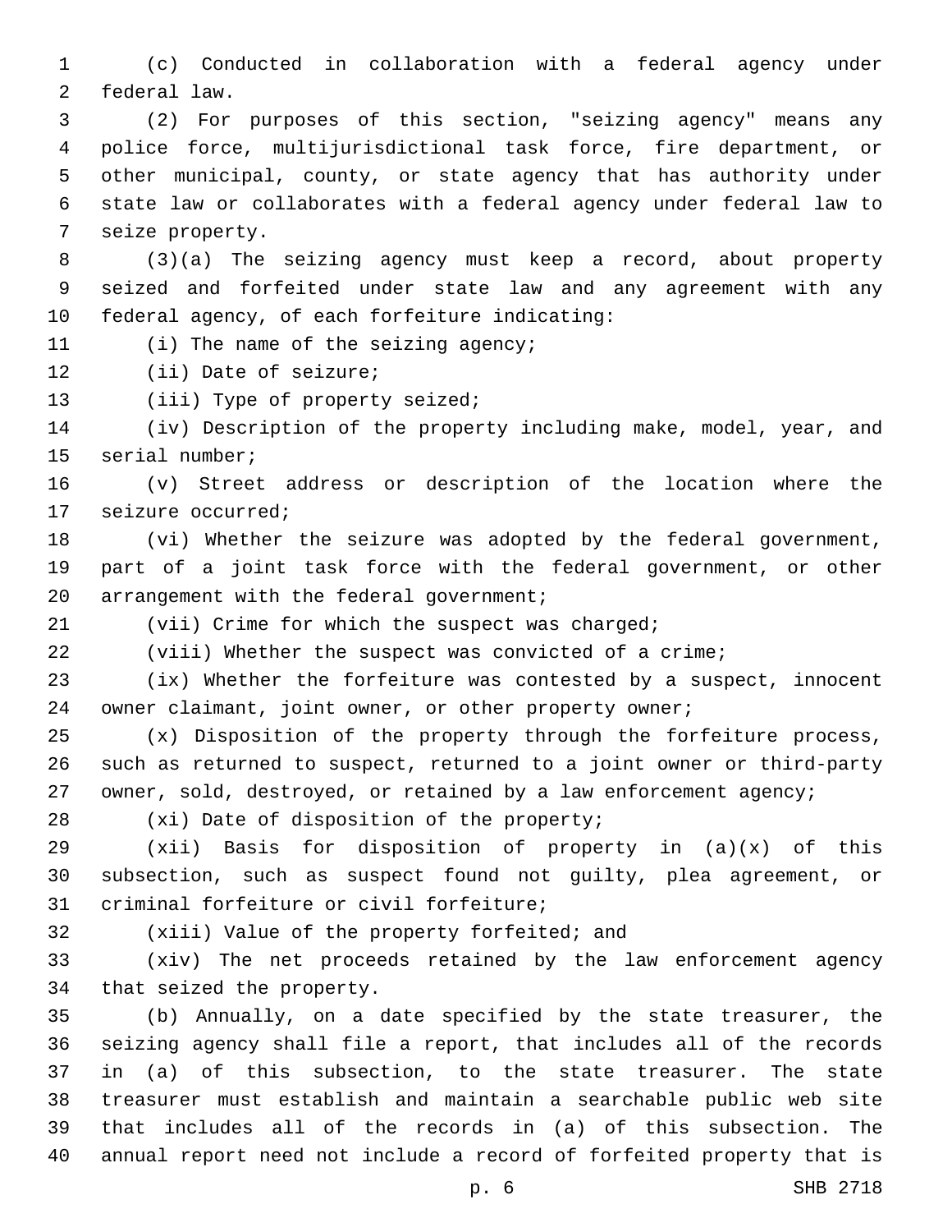(c) Conducted in collaboration with a federal agency under federal law.

(2) For purposes of this section, "seizing agency" means any police force, multijurisdictional task force, fire department, or other municipal, county, or state agency that has authority under state law or collaborates with a federal agency under federal law to seize property.

(3)(a) The seizing agency must keep a record, about property seized and forfeited under state law and any agreement with any federal agency, of each forfeiture indicating:

(i) The name of the seizing agency;

(ii) Date of seizure;

(iii) Type of property seized;

(iv) Description of the property including make, model, year, and serial number;

(v) Street address or description of the location where the seizure occurred;

(vi) Whether the seizure was adopted by the federal government, part of a joint task force with the federal government, or other arrangement with the federal government;

(vii) Crime for which the suspect was charged;

(viii) Whether the suspect was convicted of a crime;

(ix) Whether the forfeiture was contested by a suspect, innocent owner claimant, joint owner, or other property owner;

(x) Disposition of the property through the forfeiture process, such as returned to suspect, returned to a joint owner or third-party owner, sold, destroyed, or retained by a law enforcement agency;

(xi) Date of disposition of the property;

(xii) Basis for disposition of property in (a)(x) of this subsection, such as suspect found not guilty, plea agreement, or criminal forfeiture or civil forfeiture;

(xiii) Value of the property forfeited; and

(xiv) The net proceeds retained by the law enforcement agency that seized the property.

(b) Annually, on a date specified by the state treasurer, the seizing agency shall file a report, that includes all of the records in (a) of this subsection, to the state treasurer. The state treasurer must establish and maintain a searchable public web site that includes all of the records in (a) of this subsection. The annual report need not include a record of forfeited property that is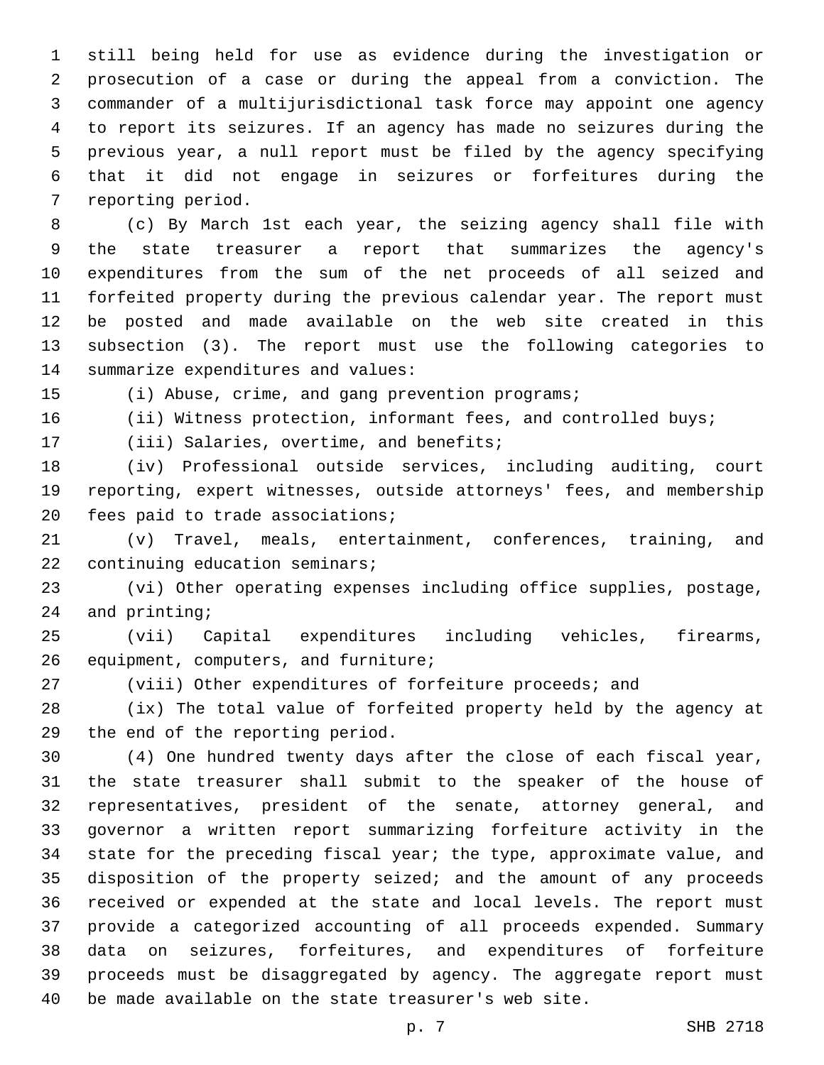still being held for use as evidence during the investigation or prosecution of a case or during the appeal from a conviction. The commander of a multijurisdictional task force may appoint one agency to report its seizures. If an agency has made no seizures during the previous year, a null report must be filed by the agency specifying that it did not engage in seizures or forfeitures during the reporting period.

(c) By March 1st each year, the seizing agency shall file with the state treasurer a report that summarizes the agency's expenditures from the sum of the net proceeds of all seized and forfeited property during the previous calendar year. The report must be posted and made available on the web site created in this subsection (3). The report must use the following categories to summarize expenditures and values:

(i) Abuse, crime, and gang prevention programs;

(ii) Witness protection, informant fees, and controlled buys;

(iii) Salaries, overtime, and benefits;

(iv) Professional outside services, including auditing, court reporting, expert witnesses, outside attorneys' fees, and membership fees paid to trade associations;

(v) Travel, meals, entertainment, conferences, training, and continuing education seminars;

(vi) Other operating expenses including office supplies, postage, and printing;

(vii) Capital expenditures including vehicles, firearms, equipment, computers, and furniture;

(viii) Other expenditures of forfeiture proceeds; and

(ix) The total value of forfeited property held by the agency at the end of the reporting period.

(4) One hundred twenty days after the close of each fiscal year, the state treasurer shall submit to the speaker of the house of representatives, president of the senate, attorney general, and governor a written report summarizing forfeiture activity in the state for the preceding fiscal year; the type, approximate value, and disposition of the property seized; and the amount of any proceeds received or expended at the state and local levels. The report must provide a categorized accounting of all proceeds expended. Summary data on seizures, forfeitures, and expenditures of forfeiture proceeds must be disaggregated by agency. The aggregate report must be made available on the state treasurer's web site.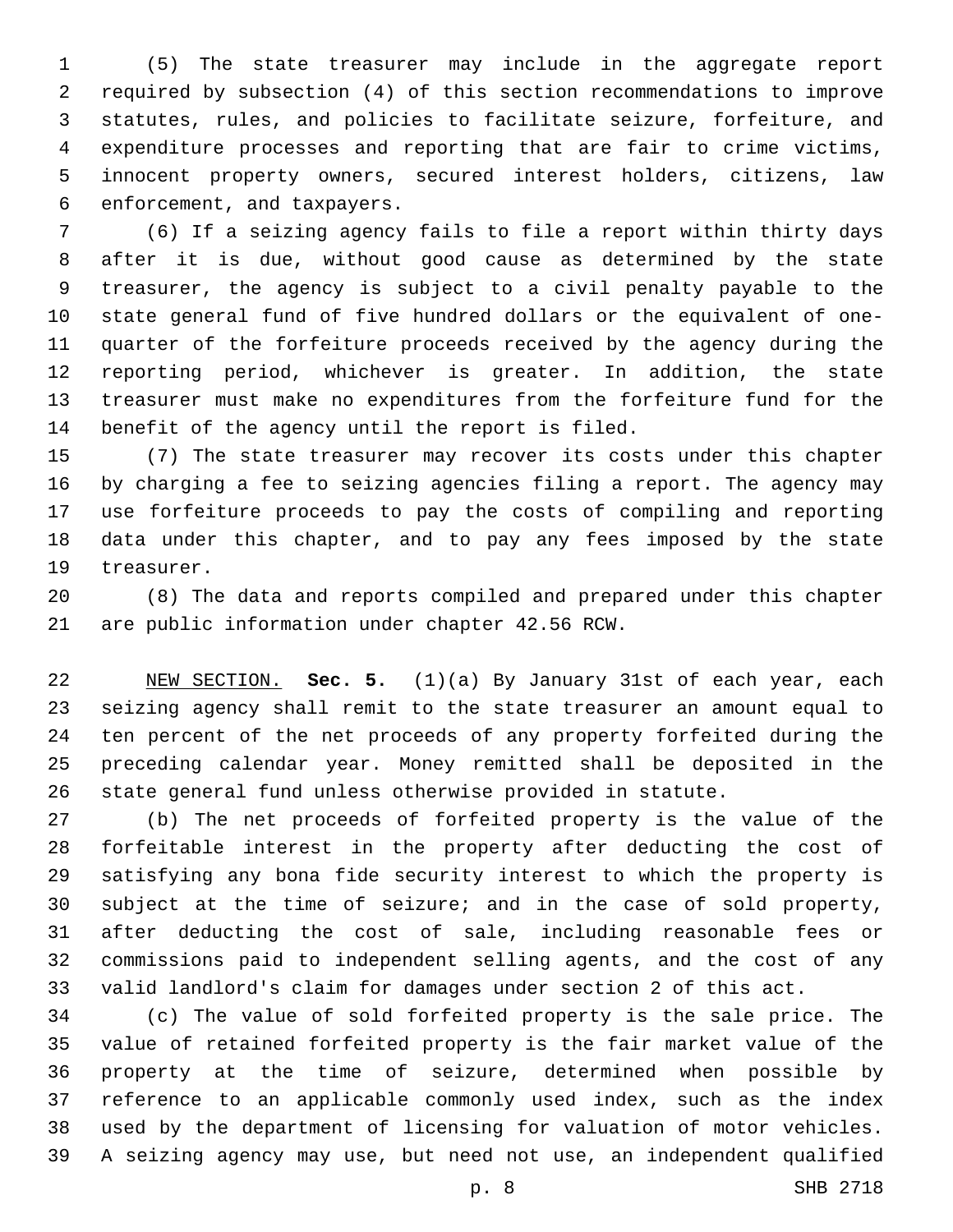(5) The state treasurer may include in the aggregate report required by subsection (4) of this section recommendations to improve statutes, rules, and policies to facilitate seizure, forfeiture, and expenditure processes and reporting that are fair to crime victims, innocent property owners, secured interest holders, citizens, law enforcement, and taxpayers.

(6) If a seizing agency fails to file a report within thirty days after it is due, without good cause as determined by the state treasurer, the agency is subject to a civil penalty payable to the state general fund of five hundred dollars or the equivalent of one-quarter of the forfeiture proceeds received by the agency during the reporting period, whichever is greater. In addition, the state treasurer must make no expenditures from the forfeiture fund for the benefit of the agency until the report is filed.

(7) The state treasurer may recover its costs under this chapter by charging a fee to seizing agencies filing a report. The agency may use forfeiture proceeds to pay the costs of compiling and reporting data under this chapter, and to pay any fees imposed by the state treasurer.

(8) The data and reports compiled and prepared under this chapter are public information under chapter 42.56 RCW.

NEW SECTION. **Sec. 5.** (1)(a) By January 31st of each year, each seizing agency shall remit to the state treasurer an amount equal to ten percent of the net proceeds of any property forfeited during the preceding calendar year. Money remitted shall be deposited in the state general fund unless otherwise provided in statute.

(b) The net proceeds of forfeited property is the value of the forfeitable interest in the property after deducting the cost of satisfying any bona fide security interest to which the property is subject at the time of seizure; and in the case of sold property, after deducting the cost of sale, including reasonable fees or commissions paid to independent selling agents, and the cost of any valid landlord's claim for damages under section 2 of this act.

(c) The value of sold forfeited property is the sale price. The value of retained forfeited property is the fair market value of the property at the time of seizure, determined when possible by reference to an applicable commonly used index, such as the index used by the department of licensing for valuation of motor vehicles. A seizing agency may use, but need not use, an independent qualified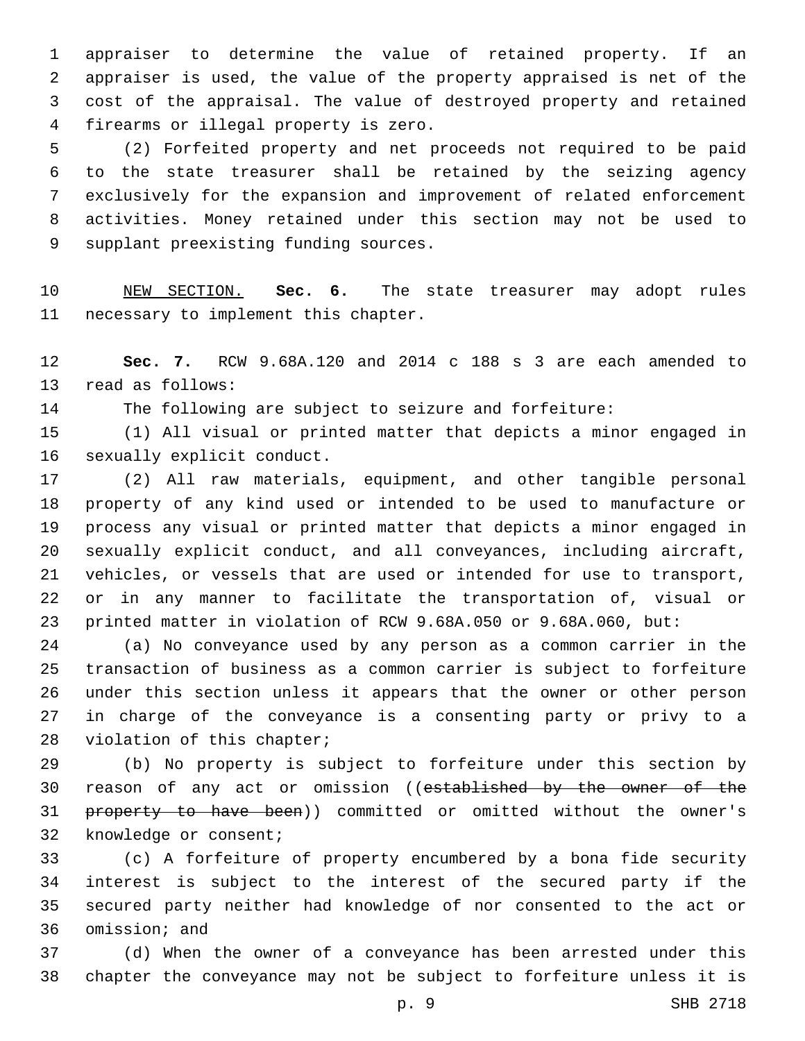appraiser to determine the value of retained property. If an appraiser is used, the value of the property appraised is net of the cost of the appraisal. The value of destroyed property and retained firearms or illegal property is zero.

(2) Forfeited property and net proceeds not required to be paid to the state treasurer shall be retained by the seizing agency exclusively for the expansion and improvement of related enforcement activities. Money retained under this section may not be used to supplant preexisting funding sources.

NEW SECTION. **Sec. 6.** The state treasurer may adopt rules necessary to implement this chapter.

**Sec. 7.** RCW 9.68A.120 and 2014 c 188 s 3 are each amended to read as follows:

The following are subject to seizure and forfeiture:

(1) All visual or printed matter that depicts a minor engaged in sexually explicit conduct.

(2) All raw materials, equipment, and other tangible personal property of any kind used or intended to be used to manufacture or process any visual or printed matter that depicts a minor engaged in sexually explicit conduct, and all conveyances, including aircraft, vehicles, or vessels that are used or intended for use to transport, or in any manner to facilitate the transportation of, visual or printed matter in violation of RCW 9.68A.050 or 9.68A.060, but:

(a) No conveyance used by any person as a common carrier in the transaction of business as a common carrier is subject to forfeiture under this section unless it appears that the owner or other person in charge of the conveyance is a consenting party or privy to a violation of this chapter;

(b) No property is subject to forfeiture under this section by reason of any act or omission ((~~established by the owner of the property to have been~~)) committed or omitted without the owner's knowledge or consent;

(c) A forfeiture of property encumbered by a bona fide security interest is subject to the interest of the secured party if the secured party neither had knowledge of nor consented to the act or omission; and

(d) When the owner of a conveyance has been arrested under this chapter the conveyance may not be subject to forfeiture unless it is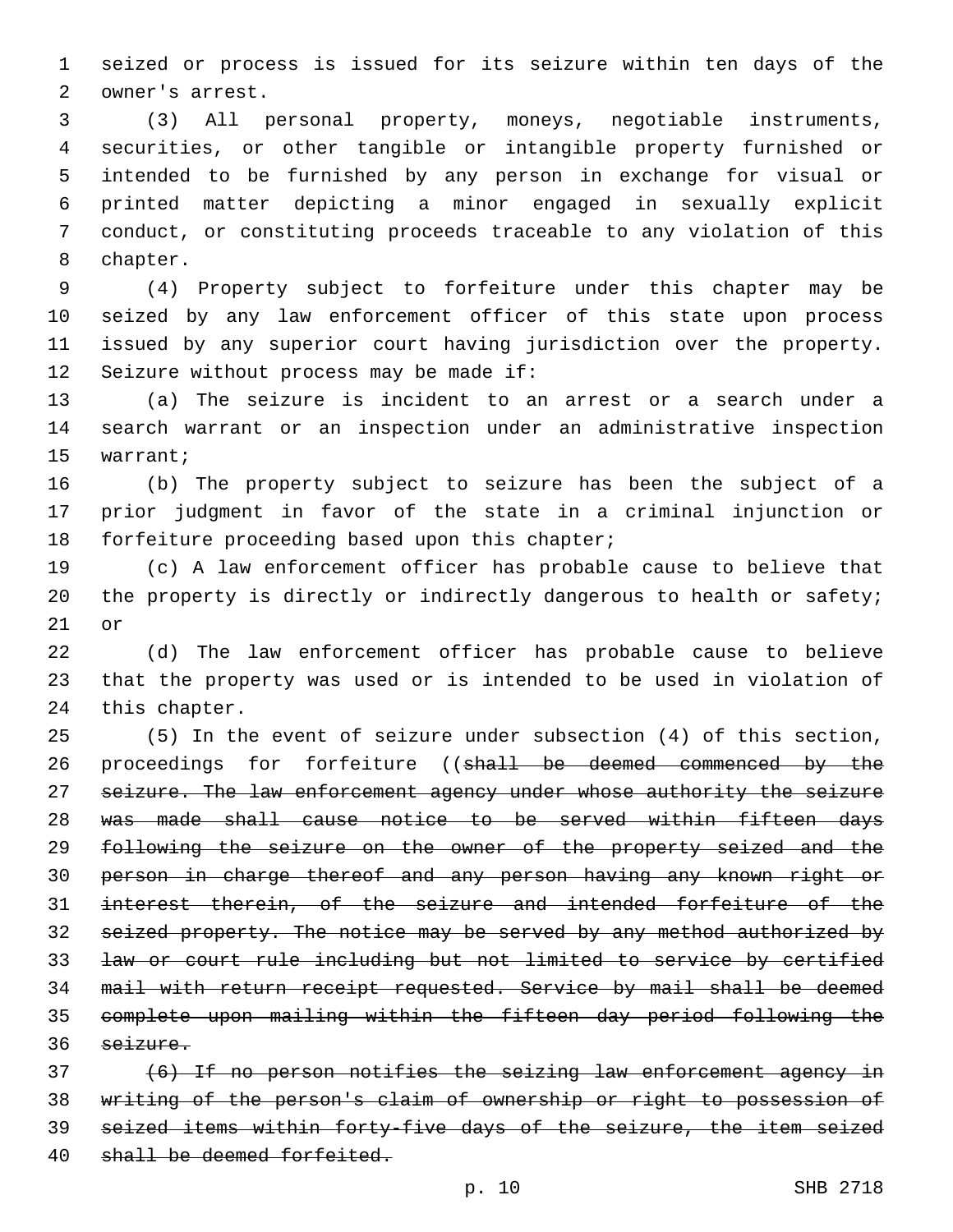seized or process is issued for its seizure within ten days of the owner's arrest.

(3) All personal property, moneys, negotiable instruments, securities, or other tangible or intangible property furnished or intended to be furnished by any person in exchange for visual or printed matter depicting a minor engaged in sexually explicit conduct, or constituting proceeds traceable to any violation of this chapter.

(4) Property subject to forfeiture under this chapter may be seized by any law enforcement officer of this state upon process issued by any superior court having jurisdiction over the property. Seizure without process may be made if:

(a) The seizure is incident to an arrest or a search under a search warrant or an inspection under an administrative inspection warrant;

(b) The property subject to seizure has been the subject of a prior judgment in favor of the state in a criminal injunction or forfeiture proceeding based upon this chapter;

(c) A law enforcement officer has probable cause to believe that the property is directly or indirectly dangerous to health or safety; or

(d) The law enforcement officer has probable cause to believe that the property was used or is intended to be used in violation of this chapter.

(5) In the event of seizure under subsection (4) of this section, proceedings for forfeiture ((~~shall be deemed commenced by the seizure. The law enforcement agency under whose authority the seizure was made shall cause notice to be served within fifteen days following the seizure on the owner of the property seized and the person in charge thereof and any person having any known right or interest therein, of the seizure and intended forfeiture of the seized property. The notice may be served by any method authorized by law or court rule including but not limited to service by certified mail with return receipt requested. Service by mail shall be deemed complete upon mailing within the fifteen day period following the seizure.~~

~~(6) If no person notifies the seizing law enforcement agency in writing of the person's claim of ownership or right to possession of seized items within forty-five days of the seizure, the item seized shall be deemed forfeited.~~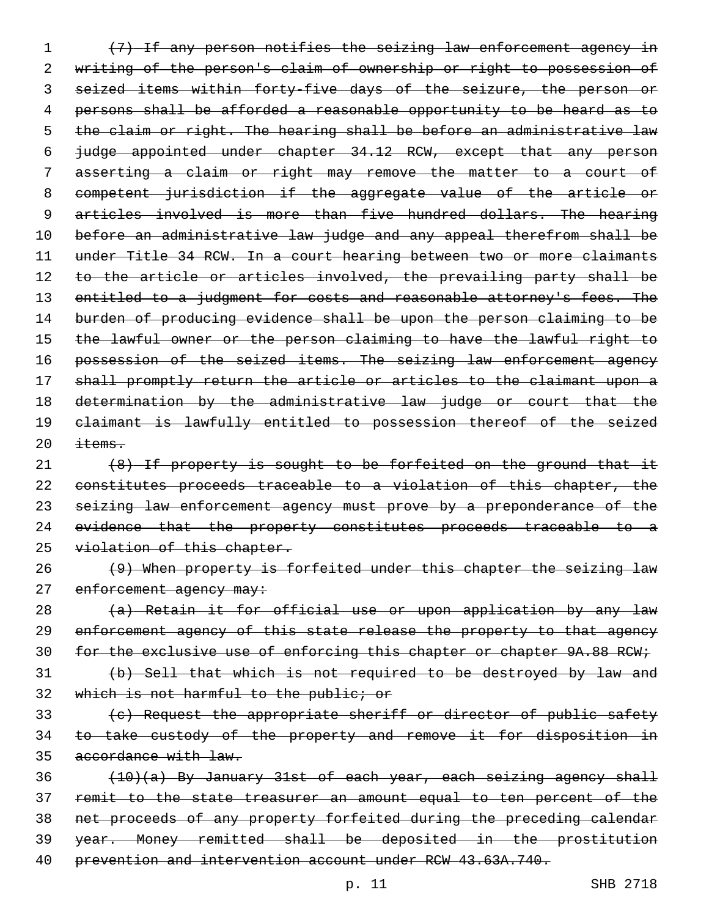~~(7) If any person notifies the seizing law enforcement agency in writing of the person's claim of ownership or right to possession of seized items within forty-five days of the seizure, the person or persons shall be afforded a reasonable opportunity to be heard as to the claim or right. The hearing shall be before an administrative law judge appointed under chapter 34.12 RCW, except that any person asserting a claim or right may remove the matter to a court of competent jurisdiction if the aggregate value of the article or articles involved is more than five hundred dollars. The hearing before an administrative law judge and any appeal therefrom shall be under Title 34 RCW. In a court hearing between two or more claimants to the article or articles involved, the prevailing party shall be entitled to a judgment for costs and reasonable attorney's fees. The burden of producing evidence shall be upon the person claiming to be the lawful owner or the person claiming to have the lawful right to possession of the seized items. The seizing law enforcement agency shall promptly return the article or articles to the claimant upon a determination by the administrative law judge or court that the claimant is lawfully entitled to possession thereof of the seized items.~~

~~(8) If property is sought to be forfeited on the ground that it constitutes proceeds traceable to a violation of this chapter, the seizing law enforcement agency must prove by a preponderance of the evidence that the property constitutes proceeds traceable to a violation of this chapter.~~

~~(9) When property is forfeited under this chapter the seizing law enforcement agency may:~~

~~(a) Retain it for official use or upon application by any law enforcement agency of this state release the property to that agency for the exclusive use of enforcing this chapter or chapter 9A.88 RCW;~~

~~(b) Sell that which is not required to be destroyed by law and which is not harmful to the public; or~~

~~(c) Request the appropriate sheriff or director of public safety to take custody of the property and remove it for disposition in accordance with law.~~

~~(10)(a) By January 31st of each year, each seizing agency shall remit to the state treasurer an amount equal to ten percent of the net proceeds of any property forfeited during the preceding calendar year. Money remitted shall be deposited in the prostitution prevention and intervention account under RCW 43.63A.740.~~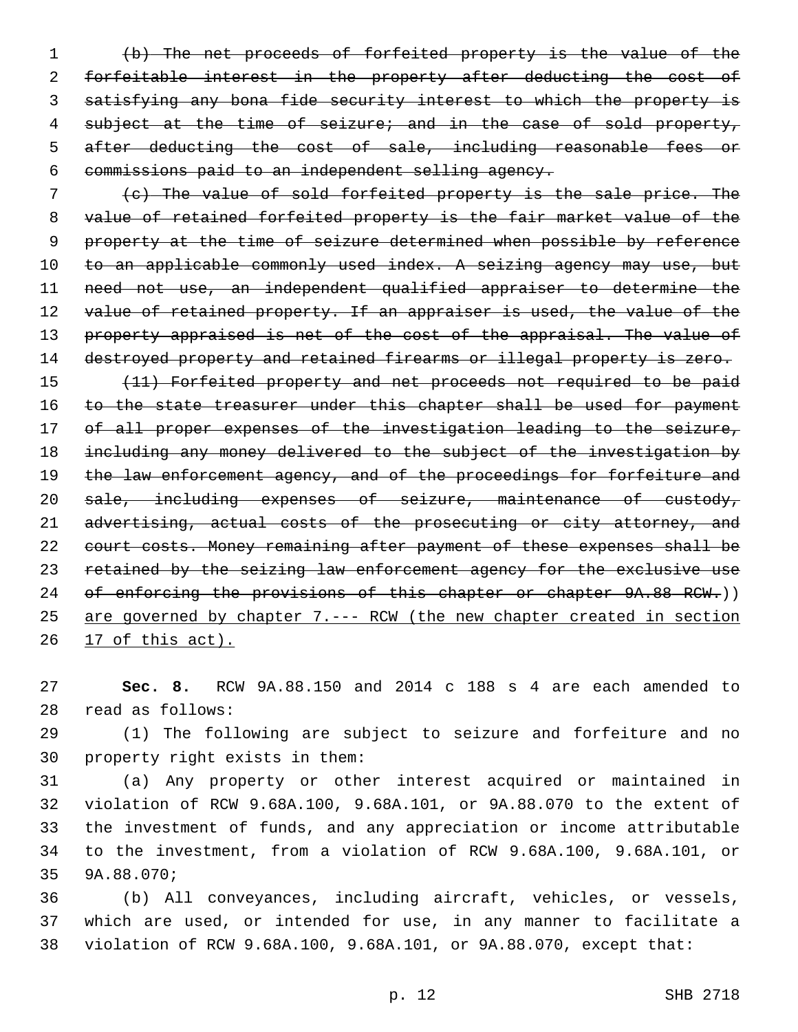~~(b) The net proceeds of forfeited property is the value of the forfeitable interest in the property after deducting the cost of satisfying any bona fide security interest to which the property is subject at the time of seizure; and in the case of sold property, after deducting the cost of sale, including reasonable fees or commissions paid to an independent selling agency.~~

~~(c) The value of sold forfeited property is the sale price. The value of retained forfeited property is the fair market value of the property at the time of seizure determined when possible by reference to an applicable commonly used index. A seizing agency may use, but need not use, an independent qualified appraiser to determine the value of retained property. If an appraiser is used, the value of the property appraised is net of the cost of the appraisal. The value of destroyed property and retained firearms or illegal property is zero.~~

~~(11) Forfeited property and net proceeds not required to be paid to the state treasurer under this chapter shall be used for payment of all proper expenses of the investigation leading to the seizure, including any money delivered to the subject of the investigation by the law enforcement agency, and of the proceedings for forfeiture and sale, including expenses of seizure, maintenance of custody, advertising, actual costs of the prosecuting or city attorney, and court costs. Money remaining after payment of these expenses shall be retained by the seizing law enforcement agency for the exclusive use of enforcing the provisions of this chapter or chapter 9A.88 RCW.~~)) are governed by chapter 7.--- RCW (the new chapter created in section 17 of this act).

**Sec. 8.** RCW 9A.88.150 and 2014 c 188 s 4 are each amended to read as follows:

(1) The following are subject to seizure and forfeiture and no property right exists in them:

(a) Any property or other interest acquired or maintained in violation of RCW 9.68A.100, 9.68A.101, or 9A.88.070 to the extent of the investment of funds, and any appreciation or income attributable to the investment, from a violation of RCW 9.68A.100, 9.68A.101, or 9A.88.070;

(b) All conveyances, including aircraft, vehicles, or vessels, which are used, or intended for use, in any manner to facilitate a violation of RCW 9.68A.100, 9.68A.101, or 9A.88.070, except that: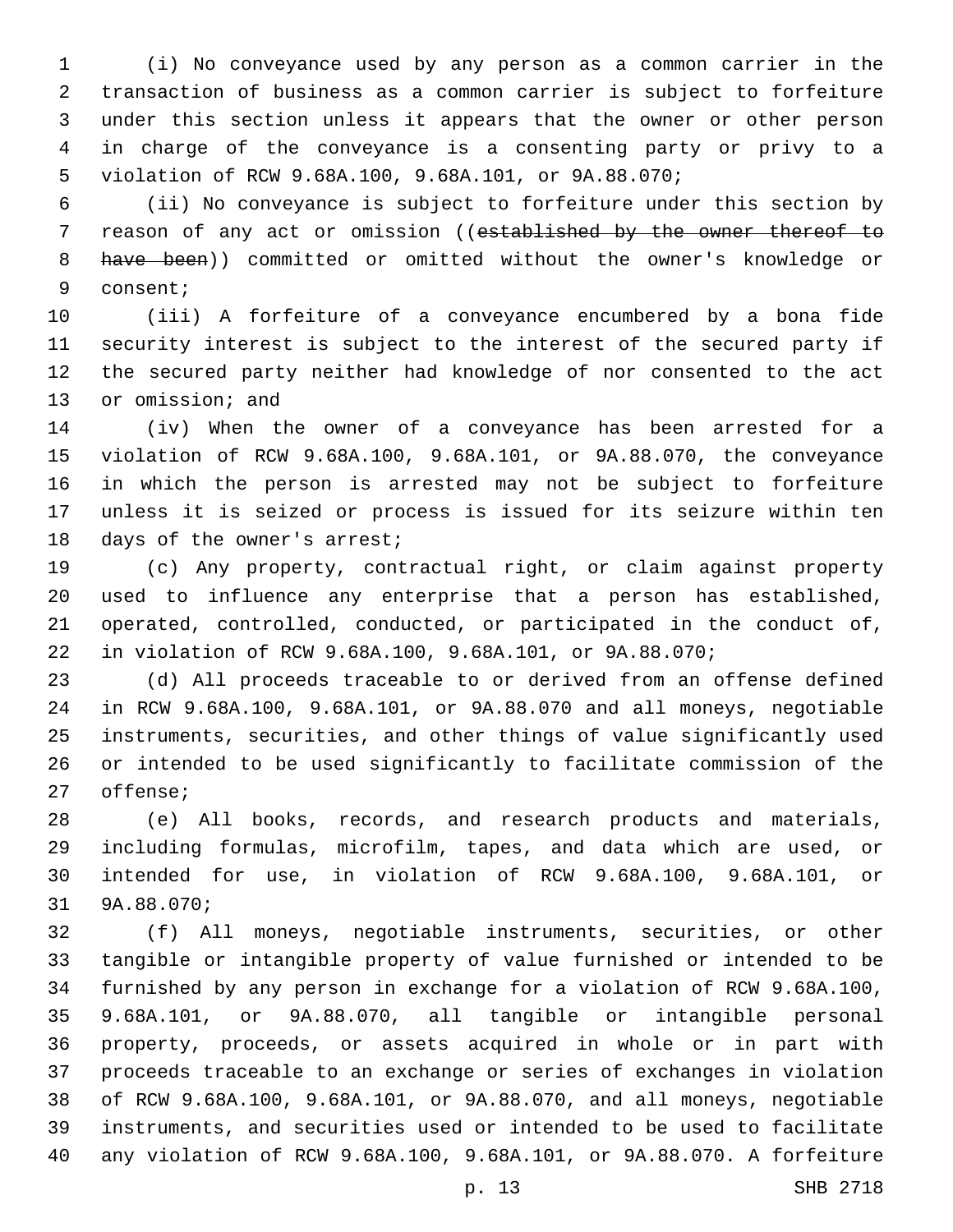(i) No conveyance used by any person as a common carrier in the transaction of business as a common carrier is subject to forfeiture under this section unless it appears that the owner or other person in charge of the conveyance is a consenting party or privy to a violation of RCW 9.68A.100, 9.68A.101, or 9A.88.070;

(ii) No conveyance is subject to forfeiture under this section by reason of any act or omission ((~~established by the owner thereof to have been~~)) committed or omitted without the owner's knowledge or consent;

(iii) A forfeiture of a conveyance encumbered by a bona fide security interest is subject to the interest of the secured party if the secured party neither had knowledge of nor consented to the act or omission; and

(iv) When the owner of a conveyance has been arrested for a violation of RCW 9.68A.100, 9.68A.101, or 9A.88.070, the conveyance in which the person is arrested may not be subject to forfeiture unless it is seized or process is issued for its seizure within ten days of the owner's arrest;

(c) Any property, contractual right, or claim against property used to influence any enterprise that a person has established, operated, controlled, conducted, or participated in the conduct of, in violation of RCW 9.68A.100, 9.68A.101, or 9A.88.070;

(d) All proceeds traceable to or derived from an offense defined in RCW 9.68A.100, 9.68A.101, or 9A.88.070 and all moneys, negotiable instruments, securities, and other things of value significantly used or intended to be used significantly to facilitate commission of the offense;

(e) All books, records, and research products and materials, including formulas, microfilm, tapes, and data which are used, or intended for use, in violation of RCW 9.68A.100, 9.68A.101, or 9A.88.070;

(f) All moneys, negotiable instruments, securities, or other tangible or intangible property of value furnished or intended to be furnished by any person in exchange for a violation of RCW 9.68A.100, 9.68A.101, or 9A.88.070, all tangible or intangible personal property, proceeds, or assets acquired in whole or in part with proceeds traceable to an exchange or series of exchanges in violation of RCW 9.68A.100, 9.68A.101, or 9A.88.070, and all moneys, negotiable instruments, and securities used or intended to be used to facilitate any violation of RCW 9.68A.100, 9.68A.101, or 9A.88.070. A forfeiture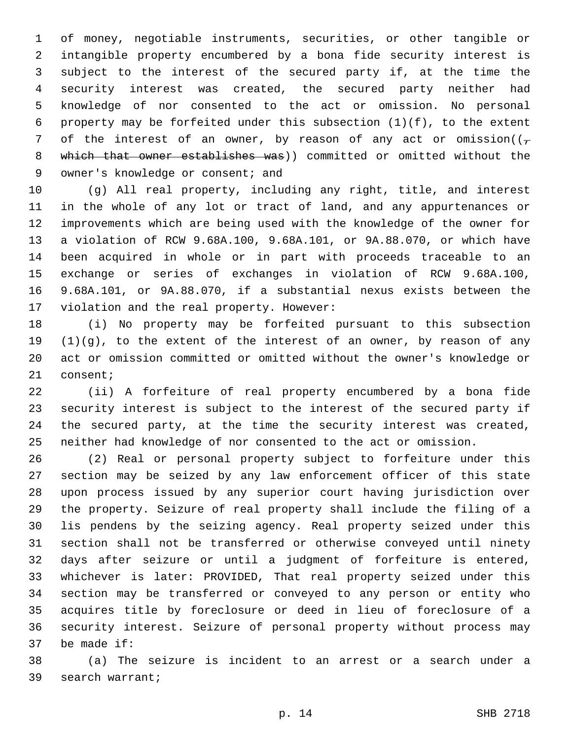of money, negotiable instruments, securities, or other tangible or intangible property encumbered by a bona fide security interest is subject to the interest of the secured party if, at the time the security interest was created, the secured party neither had knowledge of nor consented to the act or omission. No personal property may be forfeited under this subsection (1)(f), to the extent of the interest of an owner, by reason of any act or omission((~~, which that owner establishes was~~)) committed or omitted without the owner's knowledge or consent; and

(g) All real property, including any right, title, and interest in the whole of any lot or tract of land, and any appurtenances or improvements which are being used with the knowledge of the owner for a violation of RCW 9.68A.100, 9.68A.101, or 9A.88.070, or which have been acquired in whole or in part with proceeds traceable to an exchange or series of exchanges in violation of RCW 9.68A.100, 9.68A.101, or 9A.88.070, if a substantial nexus exists between the violation and the real property. However:

(i) No property may be forfeited pursuant to this subsection (1)(g), to the extent of the interest of an owner, by reason of any act or omission committed or omitted without the owner's knowledge or consent;

(ii) A forfeiture of real property encumbered by a bona fide security interest is subject to the interest of the secured party if the secured party, at the time the security interest was created, neither had knowledge of nor consented to the act or omission.

(2) Real or personal property subject to forfeiture under this section may be seized by any law enforcement officer of this state upon process issued by any superior court having jurisdiction over the property. Seizure of real property shall include the filing of a lis pendens by the seizing agency. Real property seized under this section shall not be transferred or otherwise conveyed until ninety days after seizure or until a judgment of forfeiture is entered, whichever is later: PROVIDED, That real property seized under this section may be transferred or conveyed to any person or entity who acquires title by foreclosure or deed in lieu of foreclosure of a security interest. Seizure of personal property without process may be made if:

(a) The seizure is incident to an arrest or a search under a search warrant;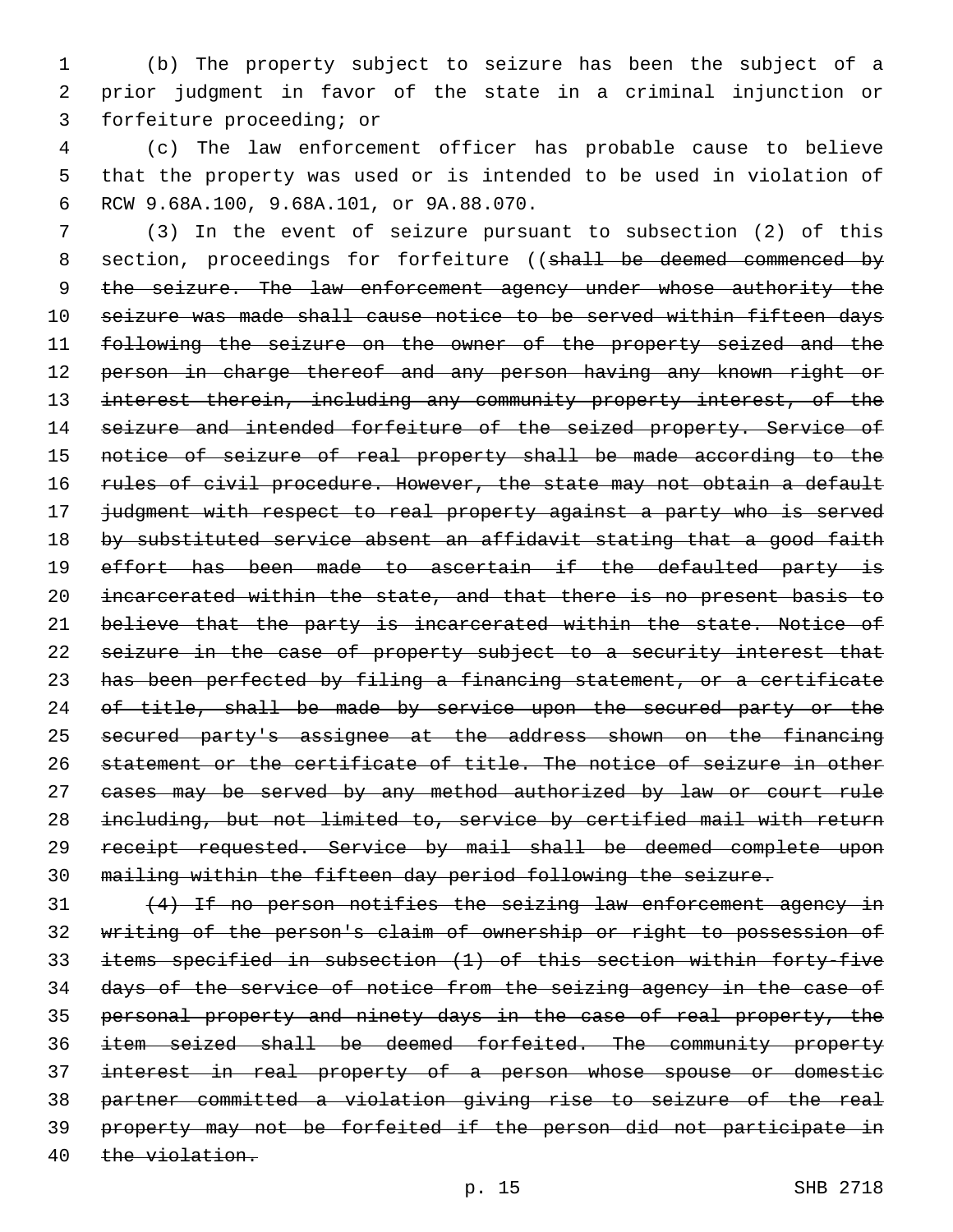(b) The property subject to seizure has been the subject of a prior judgment in favor of the state in a criminal injunction or forfeiture proceeding; or

(c) The law enforcement officer has probable cause to believe that the property was used or is intended to be used in violation of RCW 9.68A.100, 9.68A.101, or 9A.88.070.

(3) In the event of seizure pursuant to subsection (2) of this section, proceedings for forfeiture ((~~shall be deemed commenced by the seizure. The law enforcement agency under whose authority the seizure was made shall cause notice to be served within fifteen days following the seizure on the owner of the property seized and the person in charge thereof and any person having any known right or interest therein, including any community property interest, of the seizure and intended forfeiture of the seized property. Service of notice of seizure of real property shall be made according to the rules of civil procedure. However, the state may not obtain a default judgment with respect to real property against a party who is served by substituted service absent an affidavit stating that a good faith effort has been made to ascertain if the defaulted party is incarcerated within the state, and that there is no present basis to believe that the party is incarcerated within the state. Notice of seizure in the case of property subject to a security interest that has been perfected by filing a financing statement, or a certificate of title, shall be made by service upon the secured party or the secured party's assignee at the address shown on the financing statement or the certificate of title. The notice of seizure in other cases may be served by any method authorized by law or court rule including, but not limited to, service by certified mail with return receipt requested. Service by mail shall be deemed complete upon mailing within the fifteen day period following the seizure.~~

~~(4) If no person notifies the seizing law enforcement agency in writing of the person's claim of ownership or right to possession of items specified in subsection (1) of this section within forty-five days of the service of notice from the seizing agency in the case of personal property and ninety days in the case of real property, the item seized shall be deemed forfeited. The community property interest in real property of a person whose spouse or domestic partner committed a violation giving rise to seizure of the real property may not be forfeited if the person did not participate in the violation.~~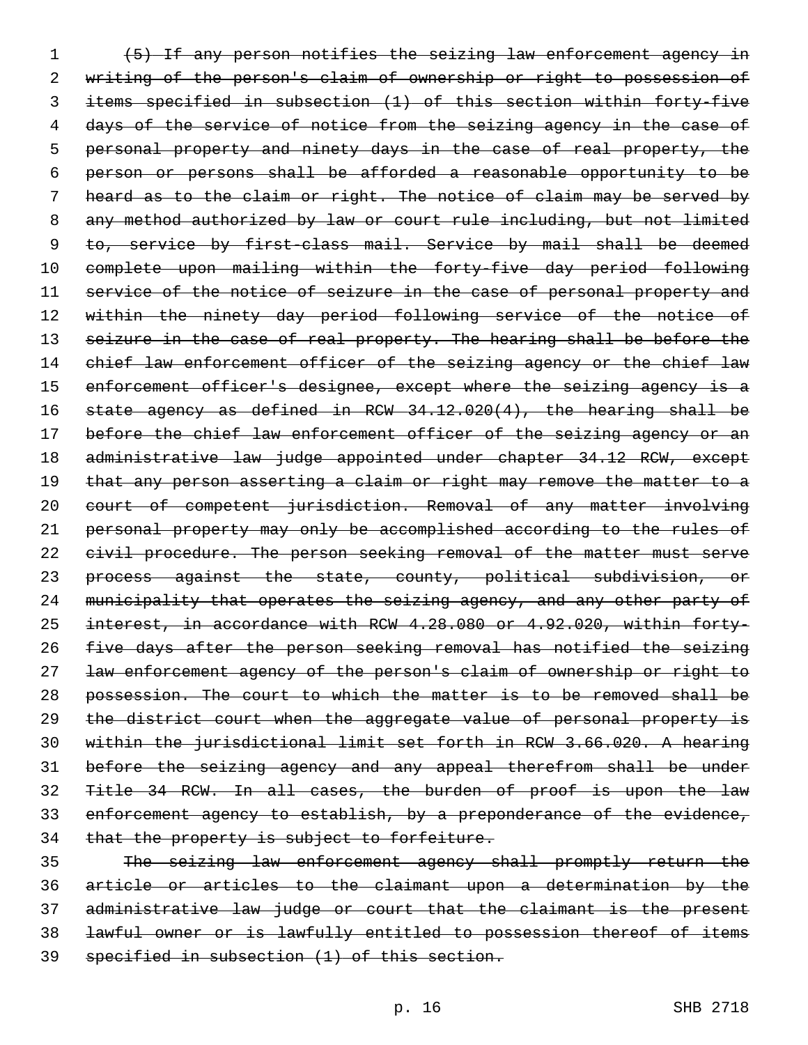~~(5) If any person notifies the seizing law enforcement agency in writing of the person's claim of ownership or right to possession of items specified in subsection (1) of this section within forty-five days of the service of notice from the seizing agency in the case of personal property and ninety days in the case of real property, the person or persons shall be afforded a reasonable opportunity to be heard as to the claim or right. The notice of claim may be served by any method authorized by law or court rule including, but not limited to, service by first-class mail. Service by mail shall be deemed complete upon mailing within the forty-five day period following service of the notice of seizure in the case of personal property and within the ninety day period following service of the notice of seizure in the case of real property. The hearing shall be before the chief law enforcement officer of the seizing agency or the chief law enforcement officer's designee, except where the seizing agency is a state agency as defined in RCW 34.12.020(4), the hearing shall be before the chief law enforcement officer of the seizing agency or an administrative law judge appointed under chapter 34.12 RCW, except that any person asserting a claim or right may remove the matter to a court of competent jurisdiction. Removal of any matter involving personal property may only be accomplished according to the rules of civil procedure. The person seeking removal of the matter must serve process against the state, county, political subdivision, or municipality that operates the seizing agency, and any other party of interest, in accordance with RCW 4.28.080 or 4.92.020, within forty-five days after the person seeking removal has notified the seizing law enforcement agency of the person's claim of ownership or right to possession. The court to which the matter is to be removed shall be the district court when the aggregate value of personal property is within the jurisdictional limit set forth in RCW 3.66.020. A hearing before the seizing agency and any appeal therefrom shall be under Title 34 RCW. In all cases, the burden of proof is upon the law enforcement agency to establish, by a preponderance of the evidence, that the property is subject to forfeiture.~~

~~The seizing law enforcement agency shall promptly return the article or articles to the claimant upon a determination by the administrative law judge or court that the claimant is the present lawful owner or is lawfully entitled to possession thereof of items specified in subsection (1) of this section.~~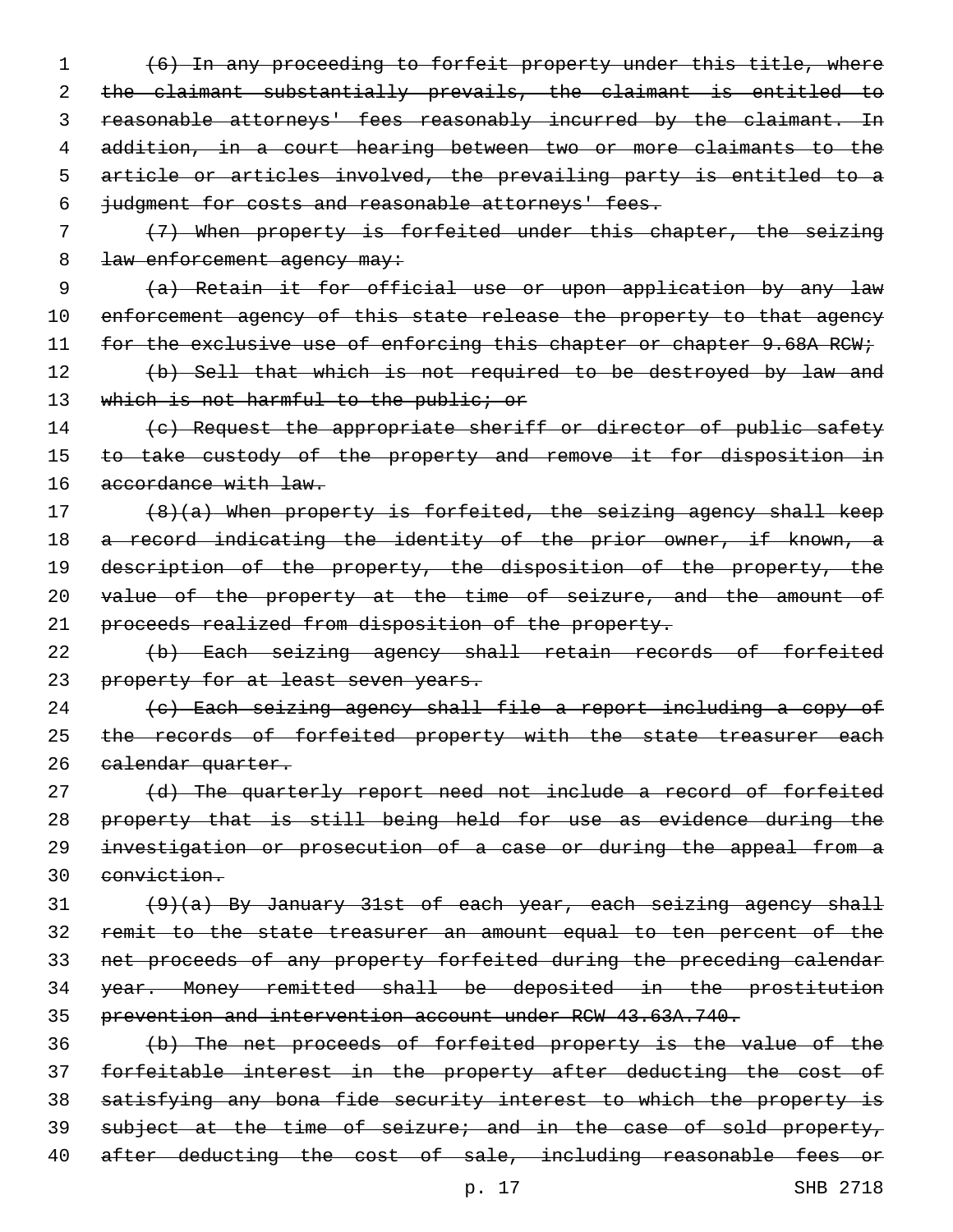~~(6) In any proceeding to forfeit property under this title, where the claimant substantially prevails, the claimant is entitled to reasonable attorneys' fees reasonably incurred by the claimant. In addition, in a court hearing between two or more claimants to the article or articles involved, the prevailing party is entitled to a judgment for costs and reasonable attorneys' fees.~~

~~(7) When property is forfeited under this chapter, the seizing law enforcement agency may:~~

~~(a) Retain it for official use or upon application by any law enforcement agency of this state release the property to that agency for the exclusive use of enforcing this chapter or chapter 9.68A RCW;~~

~~(b) Sell that which is not required to be destroyed by law and which is not harmful to the public; or~~

~~(c) Request the appropriate sheriff or director of public safety to take custody of the property and remove it for disposition in accordance with law.~~

~~(8)(a) When property is forfeited, the seizing agency shall keep a record indicating the identity of the prior owner, if known, a description of the property, the disposition of the property, the value of the property at the time of seizure, and the amount of proceeds realized from disposition of the property.~~

~~(b) Each seizing agency shall retain records of forfeited property for at least seven years.~~

~~(c) Each seizing agency shall file a report including a copy of the records of forfeited property with the state treasurer each calendar quarter.~~

~~(d) The quarterly report need not include a record of forfeited property that is still being held for use as evidence during the investigation or prosecution of a case or during the appeal from a conviction.~~

~~(9)(a) By January 31st of each year, each seizing agency shall remit to the state treasurer an amount equal to ten percent of the net proceeds of any property forfeited during the preceding calendar year. Money remitted shall be deposited in the prostitution prevention and intervention account under RCW 43.63A.740.~~

~~(b) The net proceeds of forfeited property is the value of the forfeitable interest in the property after deducting the cost of satisfying any bona fide security interest to which the property is subject at the time of seizure; and in the case of sold property, after deducting the cost of sale, including reasonable fees or~~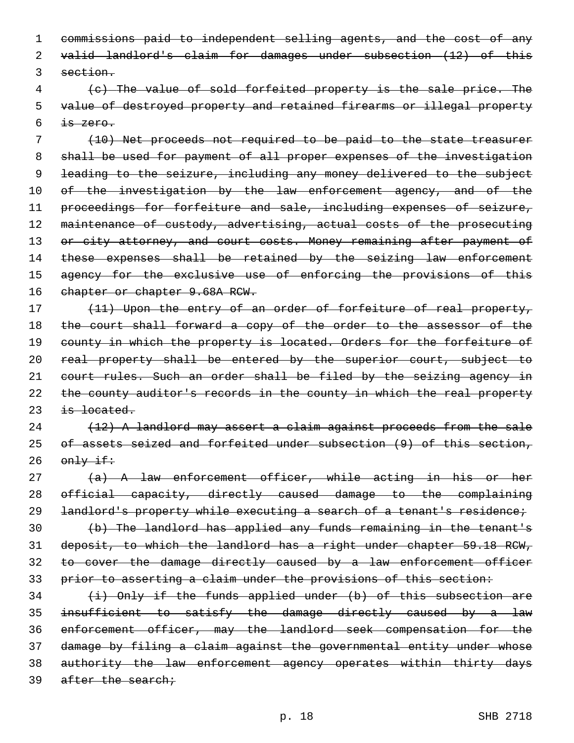~~commissions paid to independent selling agents, and the cost of any valid landlord's claim for damages under subsection (12) of this section.~~

~~(c) The value of sold forfeited property is the sale price. The value of destroyed property and retained firearms or illegal property is zero.~~

~~(10) Net proceeds not required to be paid to the state treasurer shall be used for payment of all proper expenses of the investigation leading to the seizure, including any money delivered to the subject of the investigation by the law enforcement agency, and of the proceedings for forfeiture and sale, including expenses of seizure, maintenance of custody, advertising, actual costs of the prosecuting or city attorney, and court costs. Money remaining after payment of these expenses shall be retained by the seizing law enforcement agency for the exclusive use of enforcing the provisions of this chapter or chapter 9.68A RCW.~~

~~(11) Upon the entry of an order of forfeiture of real property, the court shall forward a copy of the order to the assessor of the county in which the property is located. Orders for the forfeiture of real property shall be entered by the superior court, subject to court rules. Such an order shall be filed by the seizing agency in the county auditor's records in the county in which the real property is located.~~

~~(12) A landlord may assert a claim against proceeds from the sale of assets seized and forfeited under subsection (9) of this section, only if:~~

~~(a) A law enforcement officer, while acting in his or her official capacity, directly caused damage to the complaining landlord's property while executing a search of a tenant's residence;~~

~~(b) The landlord has applied any funds remaining in the tenant's deposit, to which the landlord has a right under chapter 59.18 RCW, to cover the damage directly caused by a law enforcement officer prior to asserting a claim under the provisions of this section:~~

~~(i) Only if the funds applied under (b) of this subsection are insufficient to satisfy the damage directly caused by a law enforcement officer, may the landlord seek compensation for the damage by filing a claim against the governmental entity under whose authority the law enforcement agency operates within thirty days after the search;~~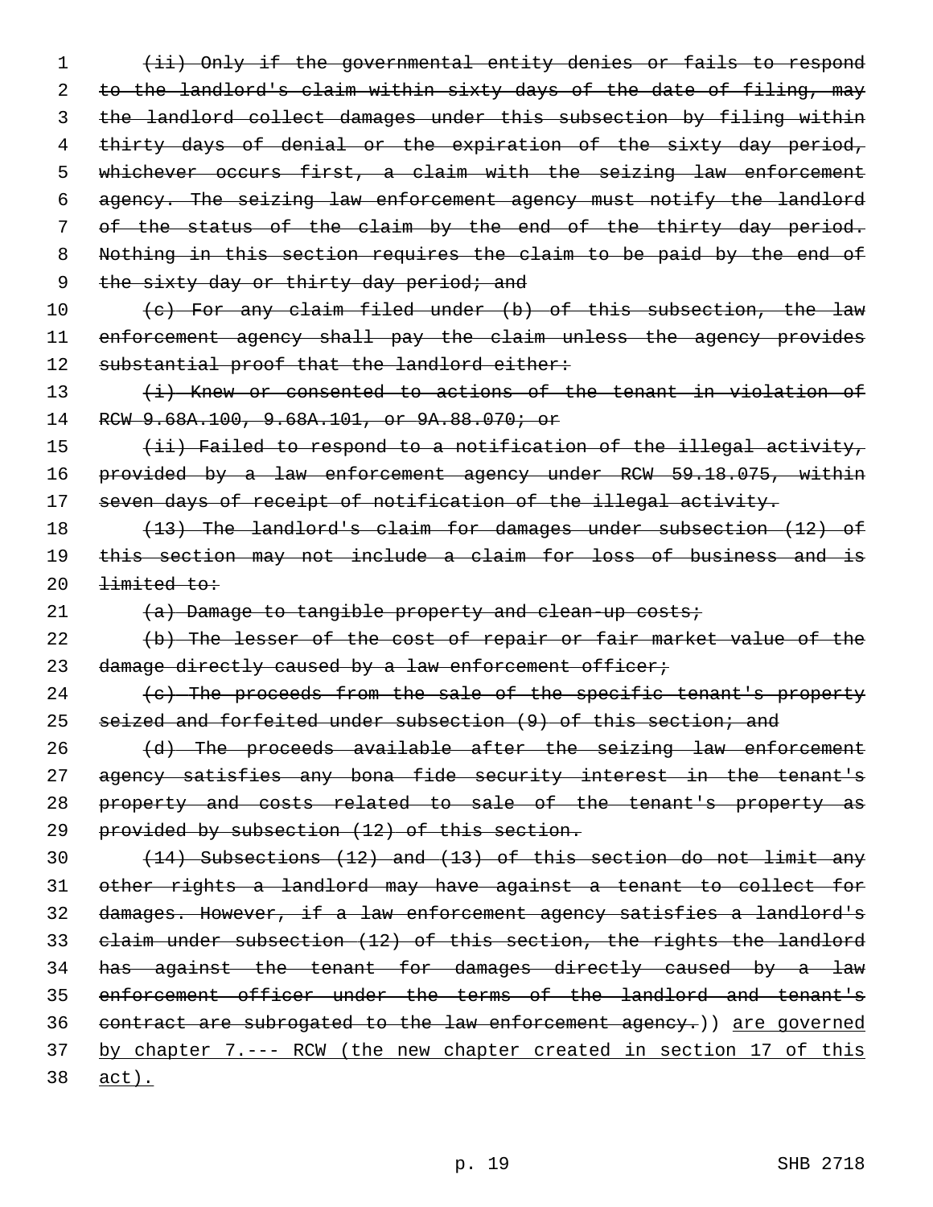~~(ii) Only if the governmental entity denies or fails to respond to the landlord's claim within sixty days of the date of filing, may the landlord collect damages under this subsection by filing within thirty days of denial or the expiration of the sixty day period, whichever occurs first, a claim with the seizing law enforcement agency. The seizing law enforcement agency must notify the landlord of the status of the claim by the end of the thirty day period. Nothing in this section requires the claim to be paid by the end of the sixty day or thirty day period; and~~

~~(c) For any claim filed under (b) of this subsection, the law enforcement agency shall pay the claim unless the agency provides substantial proof that the landlord either:~~

~~(i) Knew or consented to actions of the tenant in violation of RCW 9.68A.100, 9.68A.101, or 9A.88.070; or~~

~~(ii) Failed to respond to a notification of the illegal activity, provided by a law enforcement agency under RCW 59.18.075, within seven days of receipt of notification of the illegal activity.~~

~~(13) The landlord's claim for damages under subsection (12) of this section may not include a claim for loss of business and is limited to:~~

~~(a) Damage to tangible property and clean-up costs;~~

~~(b) The lesser of the cost of repair or fair market value of the damage directly caused by a law enforcement officer;~~

~~(c) The proceeds from the sale of the specific tenant's property seized and forfeited under subsection (9) of this section; and~~

~~(d) The proceeds available after the seizing law enforcement agency satisfies any bona fide security interest in the tenant's property and costs related to sale of the tenant's property as provided by subsection (12) of this section.~~

~~(14) Subsections (12) and (13) of this section do not limit any other rights a landlord may have against a tenant to collect for damages. However, if a law enforcement agency satisfies a landlord's claim under subsection (12) of this section, the rights the landlord has against the tenant for damages directly caused by a law enforcement officer under the terms of the landlord and tenant's contract are subrogated to the law enforcement agency.~~)) <u>are governed by chapter 7.--- RCW (the new chapter created in section 17 of this act).</u>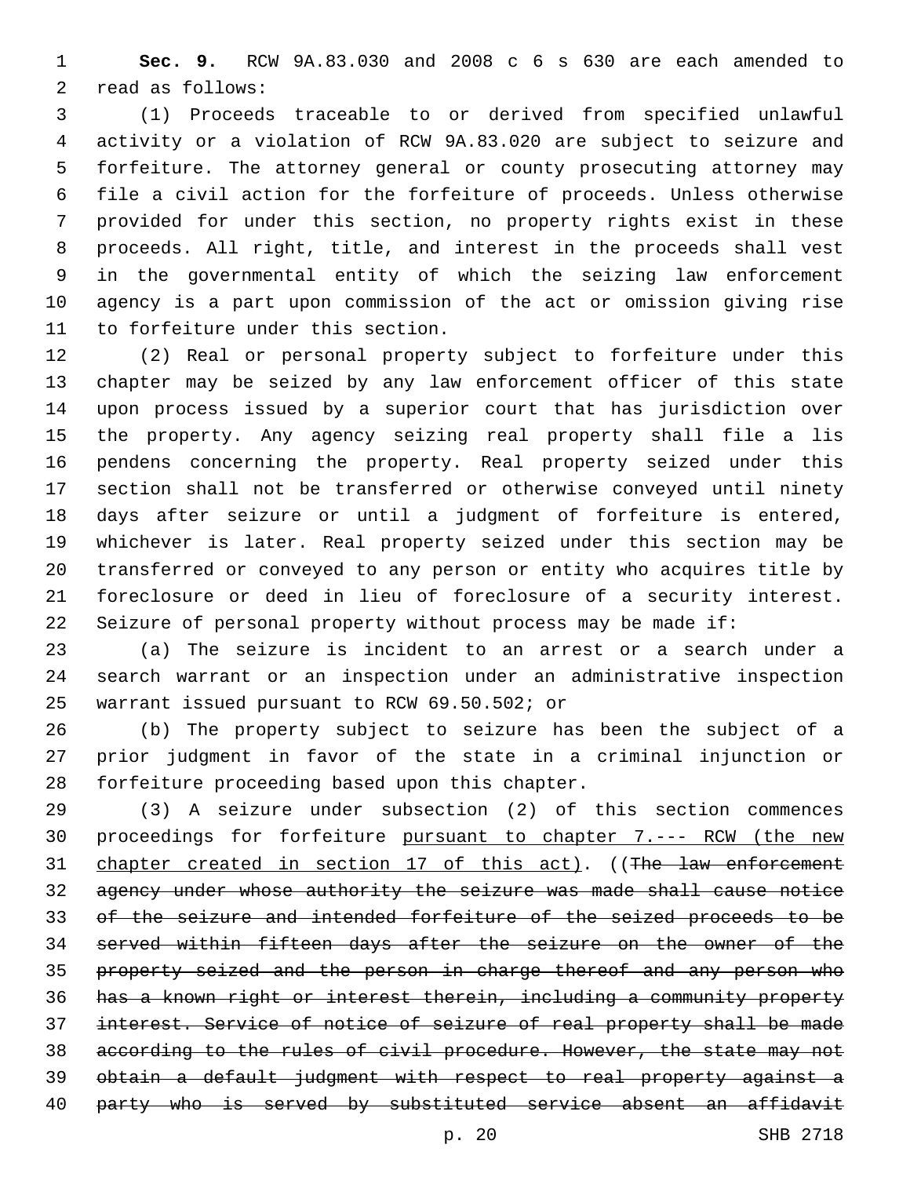**Sec. 9.** RCW 9A.83.030 and 2008 c 6 s 630 are each amended to read as follows:

(1) Proceeds traceable to or derived from specified unlawful activity or a violation of RCW 9A.83.020 are subject to seizure and forfeiture. The attorney general or county prosecuting attorney may file a civil action for the forfeiture of proceeds. Unless otherwise provided for under this section, no property rights exist in these proceeds. All right, title, and interest in the proceeds shall vest in the governmental entity of which the seizing law enforcement agency is a part upon commission of the act or omission giving rise to forfeiture under this section.

(2) Real or personal property subject to forfeiture under this chapter may be seized by any law enforcement officer of this state upon process issued by a superior court that has jurisdiction over the property. Any agency seizing real property shall file a lis pendens concerning the property. Real property seized under this section shall not be transferred or otherwise conveyed until ninety days after seizure or until a judgment of forfeiture is entered, whichever is later. Real property seized under this section may be transferred or conveyed to any person or entity who acquires title by foreclosure or deed in lieu of foreclosure of a security interest. Seizure of personal property without process may be made if:

(a) The seizure is incident to an arrest or a search under a search warrant or an inspection under an administrative inspection warrant issued pursuant to RCW 69.50.502; or

(b) The property subject to seizure has been the subject of a prior judgment in favor of the state in a criminal injunction or forfeiture proceeding based upon this chapter.

(3) A seizure under subsection (2) of this section commences proceedings for forfeiture <u>pursuant to chapter 7.--- RCW (the new chapter created in section 17 of this act)</u>. ((~~The law enforcement agency under whose authority the seizure was made shall cause notice of the seizure and intended forfeiture of the seized proceeds to be served within fifteen days after the seizure on the owner of the property seized and the person in charge thereof and any person who has a known right or interest therein, including a community property interest. Service of notice of seizure of real property shall be made according to the rules of civil procedure. However, the state may not obtain a default judgment with respect to real property against a party who is served by substituted service absent an affidavit~~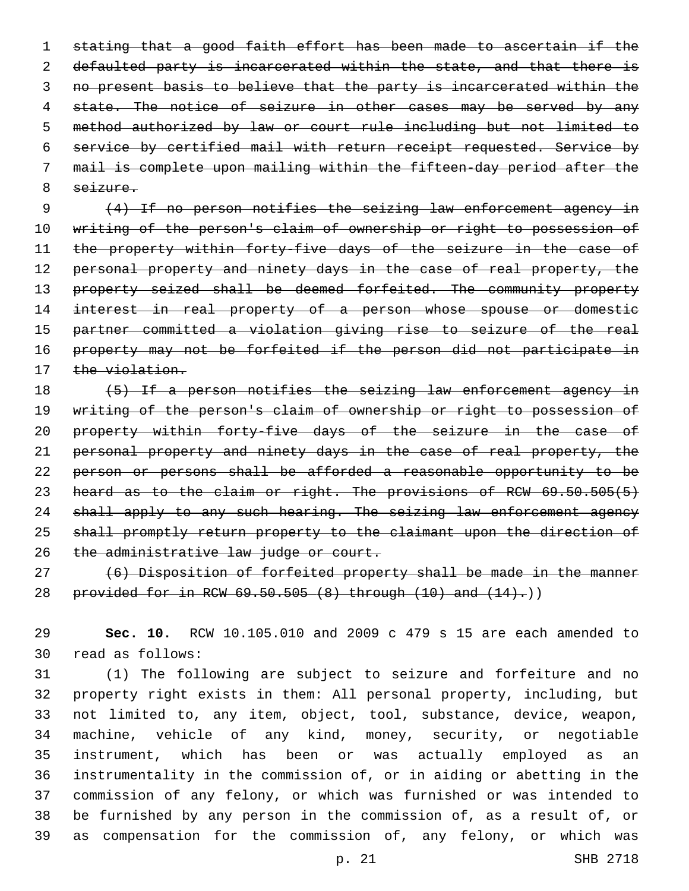~~stating that a good faith effort has been made to ascertain if the defaulted party is incarcerated within the state, and that there is no present basis to believe that the party is incarcerated within the state. The notice of seizure in other cases may be served by any method authorized by law or court rule including but not limited to service by certified mail with return receipt requested. Service by mail is complete upon mailing within the fifteen-day period after the seizure.~~

~~(4) If no person notifies the seizing law enforcement agency in writing of the person's claim of ownership or right to possession of the property within forty-five days of the seizure in the case of personal property and ninety days in the case of real property, the property seized shall be deemed forfeited. The community property interest in real property of a person whose spouse or domestic partner committed a violation giving rise to seizure of the real property may not be forfeited if the person did not participate in the violation.~~

~~(5) If a person notifies the seizing law enforcement agency in writing of the person's claim of ownership or right to possession of property within forty-five days of the seizure in the case of personal property and ninety days in the case of real property, the person or persons shall be afforded a reasonable opportunity to be heard as to the claim or right. The provisions of RCW 69.50.505(5) shall apply to any such hearing. The seizing law enforcement agency shall promptly return property to the claimant upon the direction of the administrative law judge or court.~~

~~(6) Disposition of forfeited property shall be made in the manner provided for in RCW 69.50.505 (8) through (10) and (14).~~))

**Sec. 10.** RCW 10.105.010 and 2009 c 479 s 15 are each amended to read as follows:

(1) The following are subject to seizure and forfeiture and no property right exists in them: All personal property, including, but not limited to, any item, object, tool, substance, device, weapon, machine, vehicle of any kind, money, security, or negotiable instrument, which has been or was actually employed as an instrumentality in the commission of, or in aiding or abetting in the commission of any felony, or which was furnished or was intended to be furnished by any person in the commission of, as a result of, or as compensation for the commission of, any felony, or which was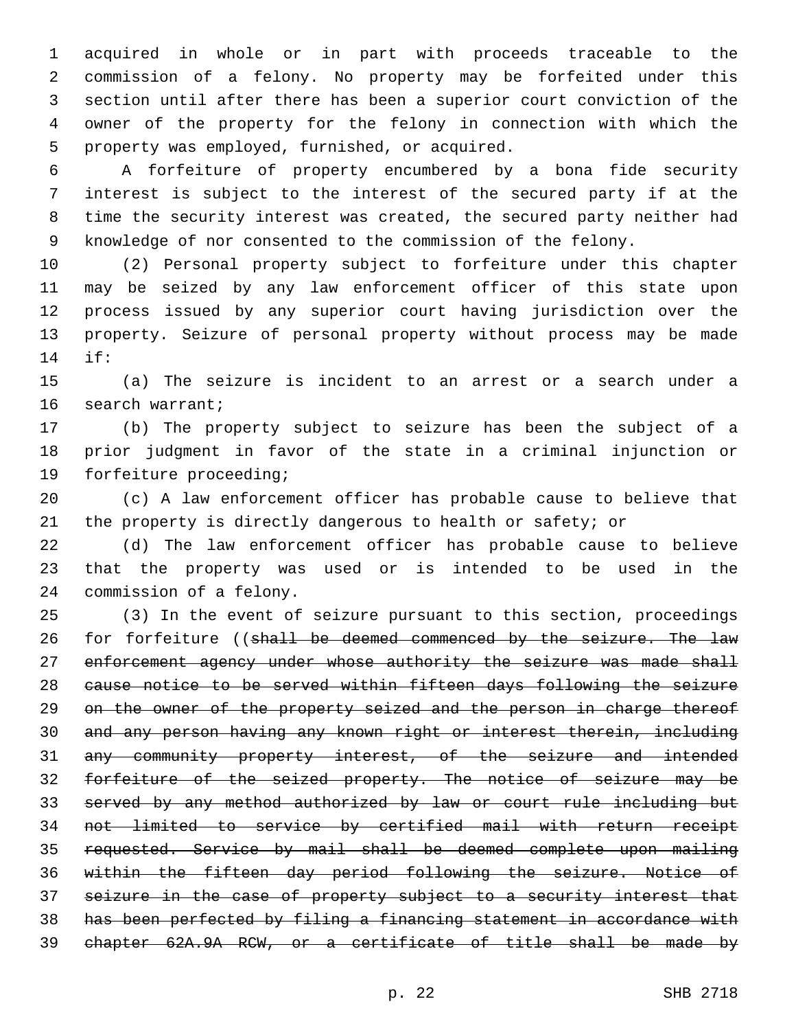acquired in whole or in part with proceeds traceable to the commission of a felony. No property may be forfeited under this section until after there has been a superior court conviction of the owner of the property for the felony in connection with which the property was employed, furnished, or acquired.

A forfeiture of property encumbered by a bona fide security interest is subject to the interest of the secured party if at the time the security interest was created, the secured party neither had knowledge of nor consented to the commission of the felony.

(2) Personal property subject to forfeiture under this chapter may be seized by any law enforcement officer of this state upon process issued by any superior court having jurisdiction over the property. Seizure of personal property without process may be made if:

(a) The seizure is incident to an arrest or a search under a search warrant;

(b) The property subject to seizure has been the subject of a prior judgment in favor of the state in a criminal injunction or forfeiture proceeding;

(c) A law enforcement officer has probable cause to believe that the property is directly dangerous to health or safety; or

(d) The law enforcement officer has probable cause to believe that the property was used or is intended to be used in the commission of a felony.

(3) In the event of seizure pursuant to this section, proceedings for forfeiture ((~~shall be deemed commenced by the seizure. The law enforcement agency under whose authority the seizure was made shall cause notice to be served within fifteen days following the seizure on the owner of the property seized and the person in charge thereof and any person having any known right or interest therein, including any community property interest, of the seizure and intended forfeiture of the seized property. The notice of seizure may be served by any method authorized by law or court rule including but not limited to service by certified mail with return receipt requested. Service by mail shall be deemed complete upon mailing within the fifteen day period following the seizure. Notice of seizure in the case of property subject to a security interest that has been perfected by filing a financing statement in accordance with chapter 62A.9A RCW, or a certificate of title shall be made by~~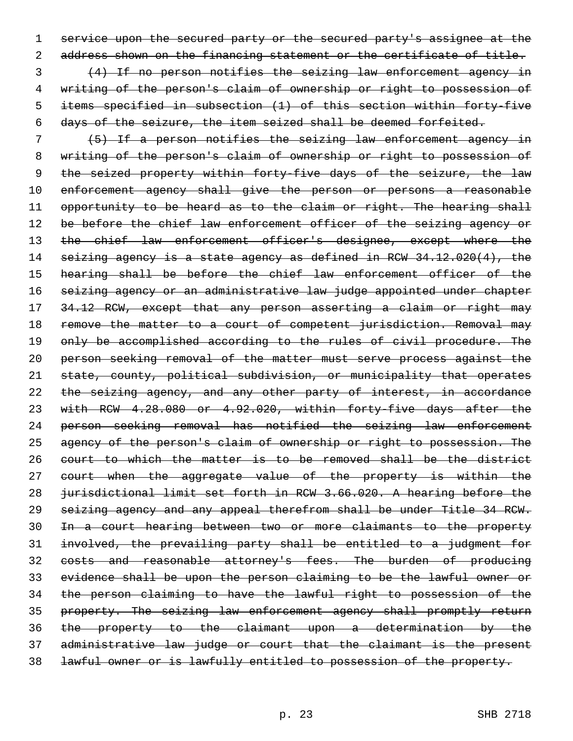~~service upon the secured party or the secured party's assignee at the address shown on the financing statement or the certificate of title.~~

~~(4) If no person notifies the seizing law enforcement agency in writing of the person's claim of ownership or right to possession of items specified in subsection (1) of this section within forty-five days of the seizure, the item seized shall be deemed forfeited.~~

~~(5) If a person notifies the seizing law enforcement agency in writing of the person's claim of ownership or right to possession of the seized property within forty-five days of the seizure, the law enforcement agency shall give the person or persons a reasonable opportunity to be heard as to the claim or right. The hearing shall be before the chief law enforcement officer of the seizing agency or the chief law enforcement officer's designee, except where the seizing agency is a state agency as defined in RCW 34.12.020(4), the hearing shall be before the chief law enforcement officer of the seizing agency or an administrative law judge appointed under chapter 34.12 RCW, except that any person asserting a claim or right may remove the matter to a court of competent jurisdiction. Removal may only be accomplished according to the rules of civil procedure. The person seeking removal of the matter must serve process against the state, county, political subdivision, or municipality that operates the seizing agency, and any other party of interest, in accordance with RCW 4.28.080 or 4.92.020, within forty-five days after the person seeking removal has notified the seizing law enforcement agency of the person's claim of ownership or right to possession. The court to which the matter is to be removed shall be the district court when the aggregate value of the property is within the jurisdictional limit set forth in RCW 3.66.020. A hearing before the seizing agency and any appeal therefrom shall be under Title 34 RCW. In a court hearing between two or more claimants to the property involved, the prevailing party shall be entitled to a judgment for costs and reasonable attorney's fees. The burden of producing evidence shall be upon the person claiming to be the lawful owner or the person claiming to have the lawful right to possession of the property. The seizing law enforcement agency shall promptly return the property to the claimant upon a determination by the administrative law judge or court that the claimant is the present lawful owner or is lawfully entitled to possession of the property.~~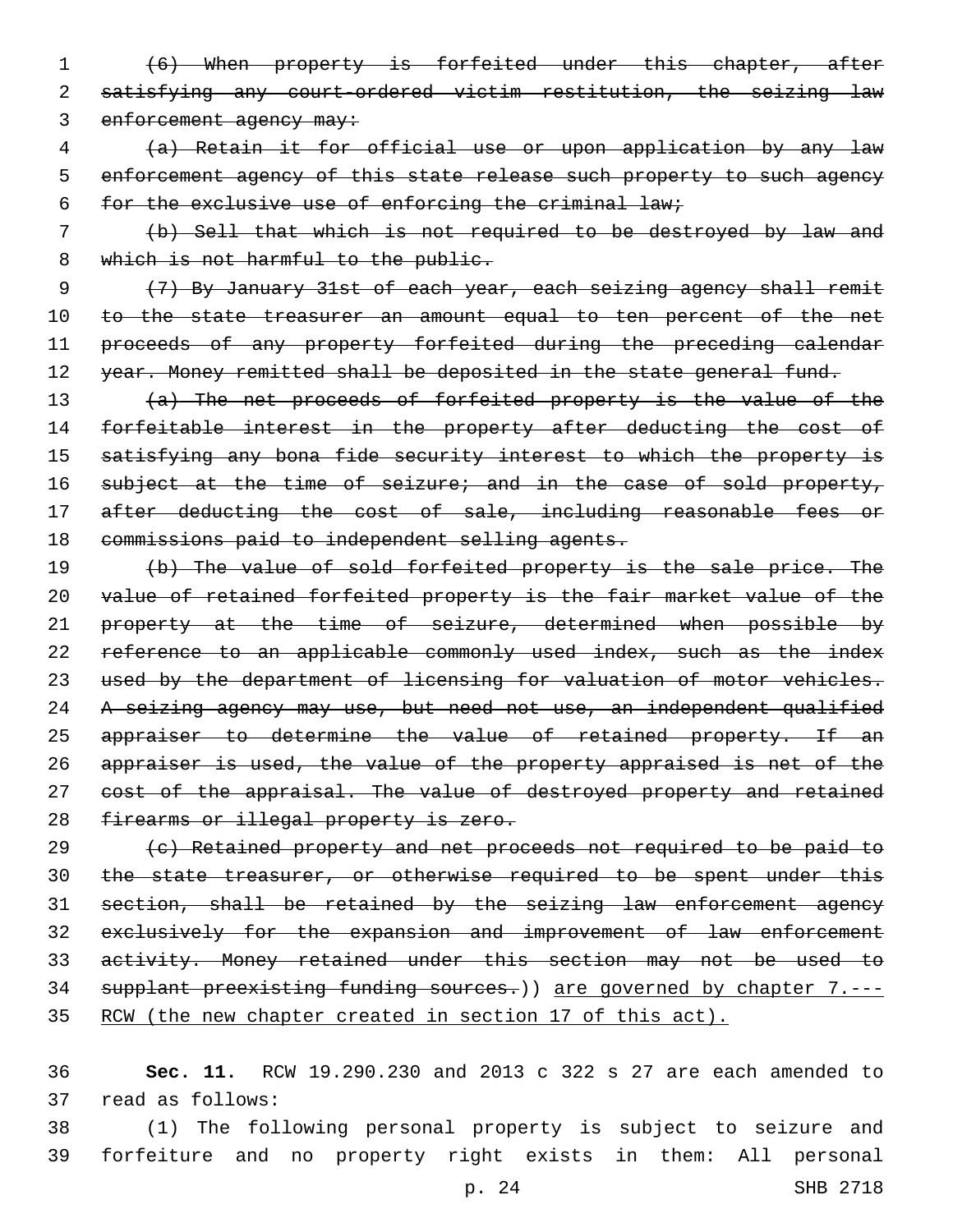~~(6) When property is forfeited under this chapter, after satisfying any court-ordered victim restitution, the seizing law enforcement agency may:~~

~~(a) Retain it for official use or upon application by any law enforcement agency of this state release such property to such agency for the exclusive use of enforcing the criminal law;~~

~~(b) Sell that which is not required to be destroyed by law and which is not harmful to the public.~~

~~(7) By January 31st of each year, each seizing agency shall remit to the state treasurer an amount equal to ten percent of the net proceeds of any property forfeited during the preceding calendar year. Money remitted shall be deposited in the state general fund.~~

~~(a) The net proceeds of forfeited property is the value of the forfeitable interest in the property after deducting the cost of satisfying any bona fide security interest to which the property is subject at the time of seizure; and in the case of sold property, after deducting the cost of sale, including reasonable fees or commissions paid to independent selling agents.~~

~~(b) The value of sold forfeited property is the sale price. The value of retained forfeited property is the fair market value of the property at the time of seizure, determined when possible by reference to an applicable commonly used index, such as the index used by the department of licensing for valuation of motor vehicles. A seizing agency may use, but need not use, an independent qualified appraiser to determine the value of retained property. If an appraiser is used, the value of the property appraised is net of the cost of the appraisal. The value of destroyed property and retained firearms or illegal property is zero.~~

~~(c) Retained property and net proceeds not required to be paid to the state treasurer, or otherwise required to be spent under this section, shall be retained by the seizing law enforcement agency exclusively for the expansion and improvement of law enforcement activity. Money retained under this section may not be used to supplant preexisting funding sources.~~)) <u>are governed by chapter 7.--- RCW (the new chapter created in section 17 of this act).</u>

**Sec. 11.** RCW 19.290.230 and 2013 c 322 s 27 are each amended to read as follows:

(1) The following personal property is subject to seizure and forfeiture and no property right exists in them: All personal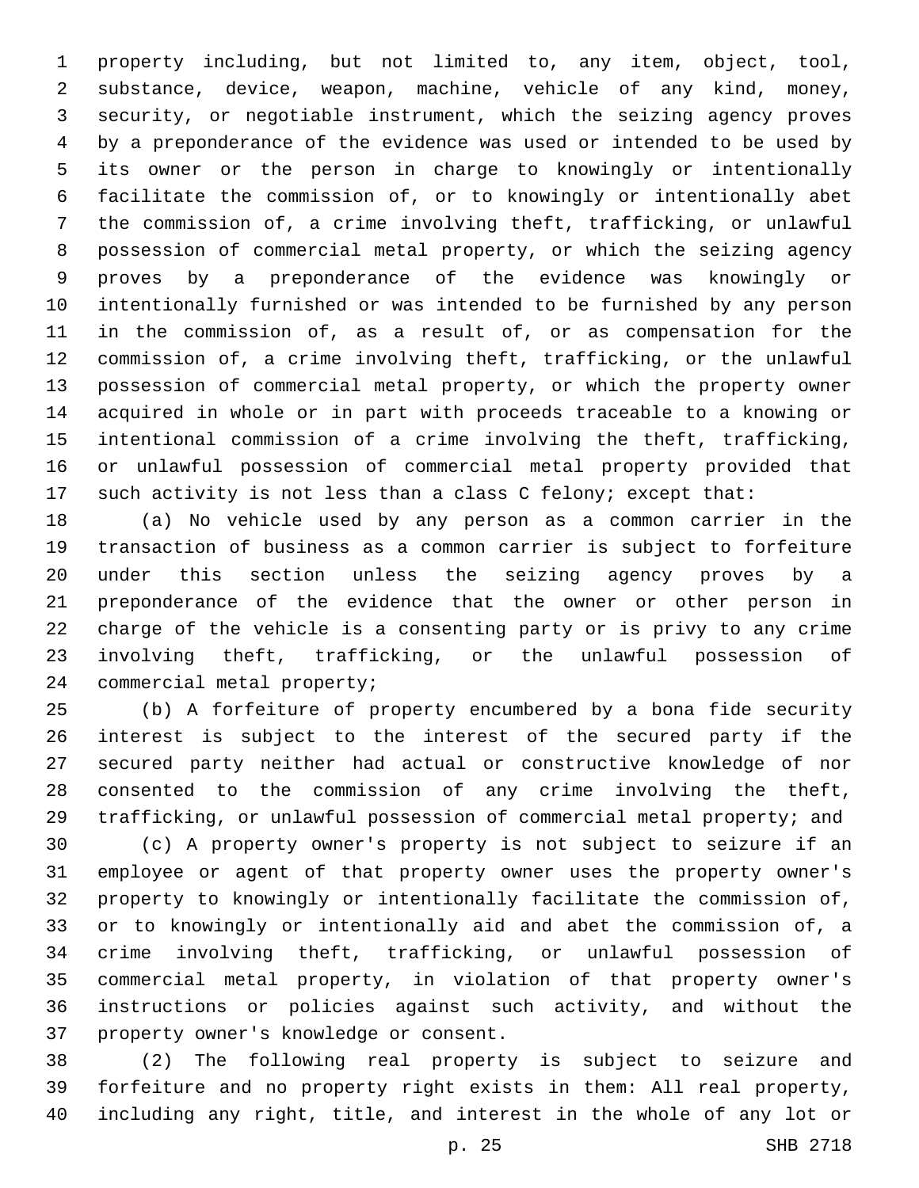property including, but not limited to, any item, object, tool, substance, device, weapon, machine, vehicle of any kind, money, security, or negotiable instrument, which the seizing agency proves by a preponderance of the evidence was used or intended to be used by its owner or the person in charge to knowingly or intentionally facilitate the commission of, or to knowingly or intentionally abet the commission of, a crime involving theft, trafficking, or unlawful possession of commercial metal property, or which the seizing agency proves by a preponderance of the evidence was knowingly or intentionally furnished or was intended to be furnished by any person in the commission of, as a result of, or as compensation for the commission of, a crime involving theft, trafficking, or the unlawful possession of commercial metal property, or which the property owner acquired in whole or in part with proceeds traceable to a knowing or intentional commission of a crime involving the theft, trafficking, or unlawful possession of commercial metal property provided that such activity is not less than a class C felony; except that:

(a) No vehicle used by any person as a common carrier in the transaction of business as a common carrier is subject to forfeiture under this section unless the seizing agency proves by a preponderance of the evidence that the owner or other person in charge of the vehicle is a consenting party or is privy to any crime involving theft, trafficking, or the unlawful possession of commercial metal property;

(b) A forfeiture of property encumbered by a bona fide security interest is subject to the interest of the secured party if the secured party neither had actual or constructive knowledge of nor consented to the commission of any crime involving the theft, trafficking, or unlawful possession of commercial metal property; and

(c) A property owner's property is not subject to seizure if an employee or agent of that property owner uses the property owner's property to knowingly or intentionally facilitate the commission of, or to knowingly or intentionally aid and abet the commission of, a crime involving theft, trafficking, or unlawful possession of commercial metal property, in violation of that property owner's instructions or policies against such activity, and without the property owner's knowledge or consent.

(2) The following real property is subject to seizure and forfeiture and no property right exists in them: All real property, including any right, title, and interest in the whole of any lot or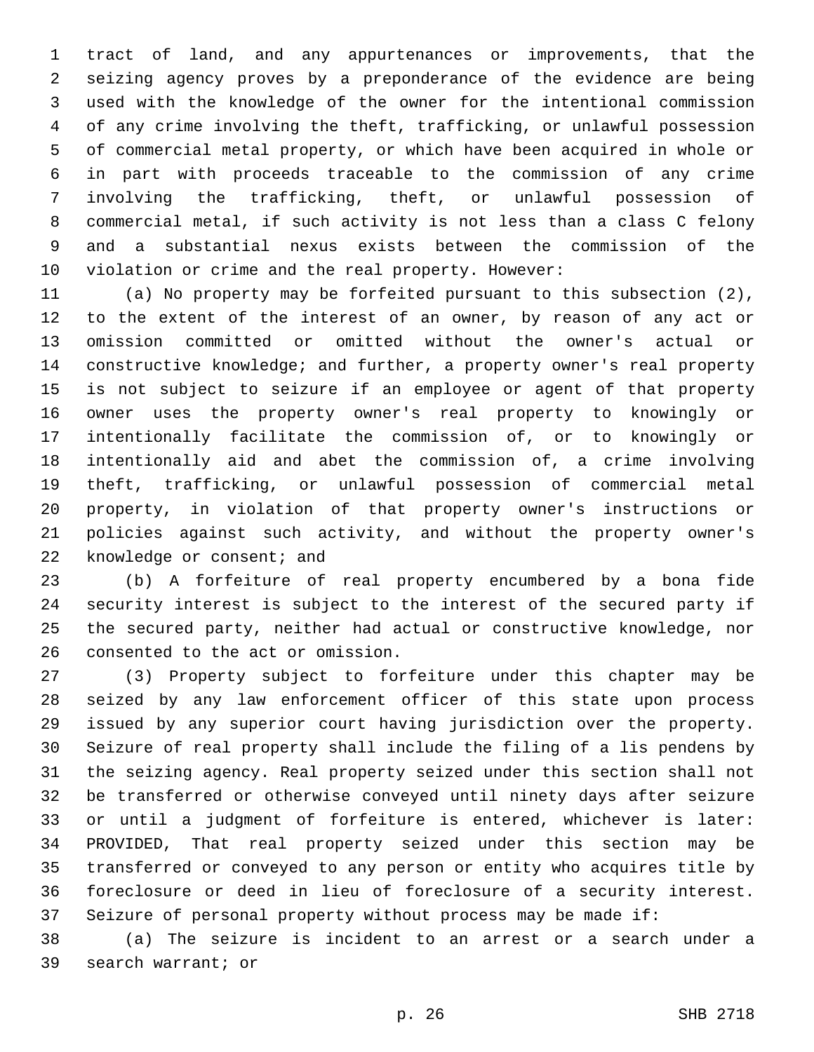tract of land, and any appurtenances or improvements, that the seizing agency proves by a preponderance of the evidence are being used with the knowledge of the owner for the intentional commission of any crime involving the theft, trafficking, or unlawful possession of commercial metal property, or which have been acquired in whole or in part with proceeds traceable to the commission of any crime involving the trafficking, theft, or unlawful possession of commercial metal, if such activity is not less than a class C felony and a substantial nexus exists between the commission of the violation or crime and the real property. However:

(a) No property may be forfeited pursuant to this subsection (2), to the extent of the interest of an owner, by reason of any act or omission committed or omitted without the owner's actual or constructive knowledge; and further, a property owner's real property is not subject to seizure if an employee or agent of that property owner uses the property owner's real property to knowingly or intentionally facilitate the commission of, or to knowingly or intentionally aid and abet the commission of, a crime involving theft, trafficking, or unlawful possession of commercial metal property, in violation of that property owner's instructions or policies against such activity, and without the property owner's knowledge or consent; and

(b) A forfeiture of real property encumbered by a bona fide security interest is subject to the interest of the secured party if the secured party, neither had actual or constructive knowledge, nor consented to the act or omission.

(3) Property subject to forfeiture under this chapter may be seized by any law enforcement officer of this state upon process issued by any superior court having jurisdiction over the property. Seizure of real property shall include the filing of a lis pendens by the seizing agency. Real property seized under this section shall not be transferred or otherwise conveyed until ninety days after seizure or until a judgment of forfeiture is entered, whichever is later: PROVIDED, That real property seized under this section may be transferred or conveyed to any person or entity who acquires title by foreclosure or deed in lieu of foreclosure of a security interest. Seizure of personal property without process may be made if:

(a) The seizure is incident to an arrest or a search under a search warrant; or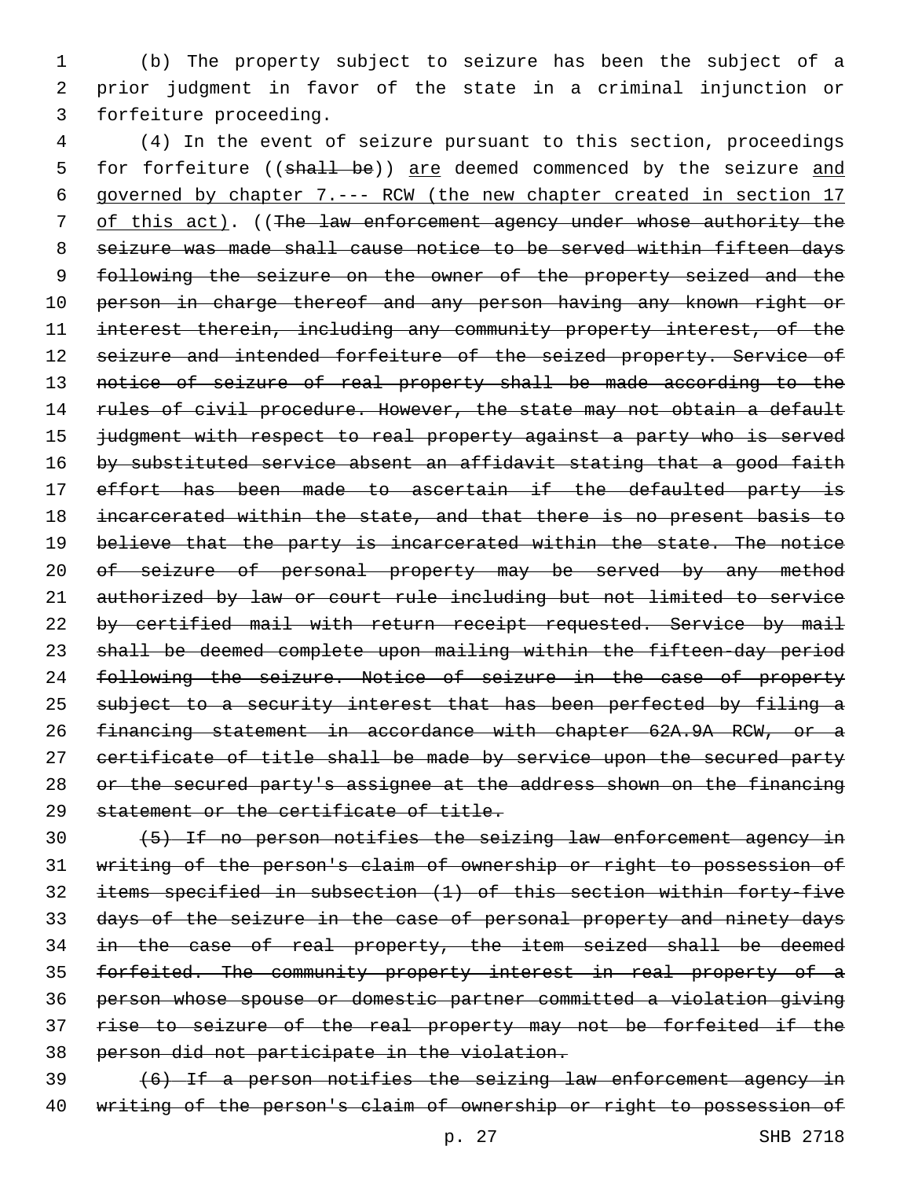(b) The property subject to seizure has been the subject of a prior judgment in favor of the state in a criminal injunction or forfeiture proceeding.

(4) In the event of seizure pursuant to this section, proceedings for forfeiture ((~~shall be~~)) <u>are</u> deemed commenced by the seizure <u>and governed by chapter 7.--- RCW (the new chapter created in section 17 of this act)</u>. ((~~The law enforcement agency under whose authority the seizure was made shall cause notice to be served within fifteen days following the seizure on the owner of the property seized and the person in charge thereof and any person having any known right or interest therein, including any community property interest, of the seizure and intended forfeiture of the seized property. Service of notice of seizure of real property shall be made according to the rules of civil procedure. However, the state may not obtain a default judgment with respect to real property against a party who is served by substituted service absent an affidavit stating that a good faith effort has been made to ascertain if the defaulted party is incarcerated within the state, and that there is no present basis to believe that the party is incarcerated within the state. The notice of seizure of personal property may be served by any method authorized by law or court rule including but not limited to service by certified mail with return receipt requested. Service by mail shall be deemed complete upon mailing within the fifteen-day period following the seizure. Notice of seizure in the case of property subject to a security interest that has been perfected by filing a financing statement in accordance with chapter 62A.9A RCW, or a certificate of title shall be made by service upon the secured party or the secured party's assignee at the address shown on the financing statement or the certificate of title.~~

~~(5) If no person notifies the seizing law enforcement agency in writing of the person's claim of ownership or right to possession of items specified in subsection (1) of this section within forty-five days of the seizure in the case of personal property and ninety days in the case of real property, the item seized shall be deemed forfeited. The community property interest in real property of a person whose spouse or domestic partner committed a violation giving rise to seizure of the real property may not be forfeited if the person did not participate in the violation.~~

~~(6) If a person notifies the seizing law enforcement agency in writing of the person's claim of ownership or right to possession of~~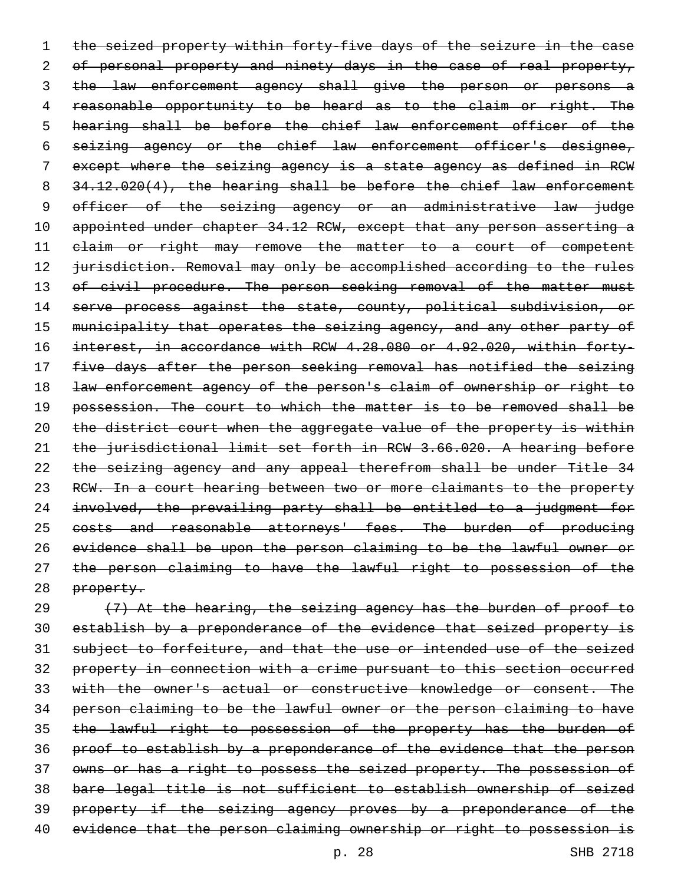~~the seized property within forty-five days of the seizure in the case of personal property and ninety days in the case of real property, the law enforcement agency shall give the person or persons a reasonable opportunity to be heard as to the claim or right. The hearing shall be before the chief law enforcement officer of the seizing agency or the chief law enforcement officer's designee, except where the seizing agency is a state agency as defined in RCW 34.12.020(4), the hearing shall be before the chief law enforcement officer of the seizing agency or an administrative law judge appointed under chapter 34.12 RCW, except that any person asserting a claim or right may remove the matter to a court of competent jurisdiction. Removal may only be accomplished according to the rules of civil procedure. The person seeking removal of the matter must serve process against the state, county, political subdivision, or municipality that operates the seizing agency, and any other party of interest, in accordance with RCW 4.28.080 or 4.92.020, within forty-five days after the person seeking removal has notified the seizing law enforcement agency of the person's claim of ownership or right to possession. The court to which the matter is to be removed shall be the district court when the aggregate value of the property is within the jurisdictional limit set forth in RCW 3.66.020. A hearing before the seizing agency and any appeal therefrom shall be under Title 34 RCW. In a court hearing between two or more claimants to the property involved, the prevailing party shall be entitled to a judgment for costs and reasonable attorneys' fees. The burden of producing evidence shall be upon the person claiming to be the lawful owner or the person claiming to have the lawful right to possession of the property.~~

~~(7) At the hearing, the seizing agency has the burden of proof to establish by a preponderance of the evidence that seized property is subject to forfeiture, and that the use or intended use of the seized property in connection with a crime pursuant to this section occurred with the owner's actual or constructive knowledge or consent. The person claiming to be the lawful owner or the person claiming to have the lawful right to possession of the property has the burden of proof to establish by a preponderance of the evidence that the person owns or has a right to possess the seized property. The possession of bare legal title is not sufficient to establish ownership of seized property if the seizing agency proves by a preponderance of the evidence that the person claiming ownership or right to possession is~~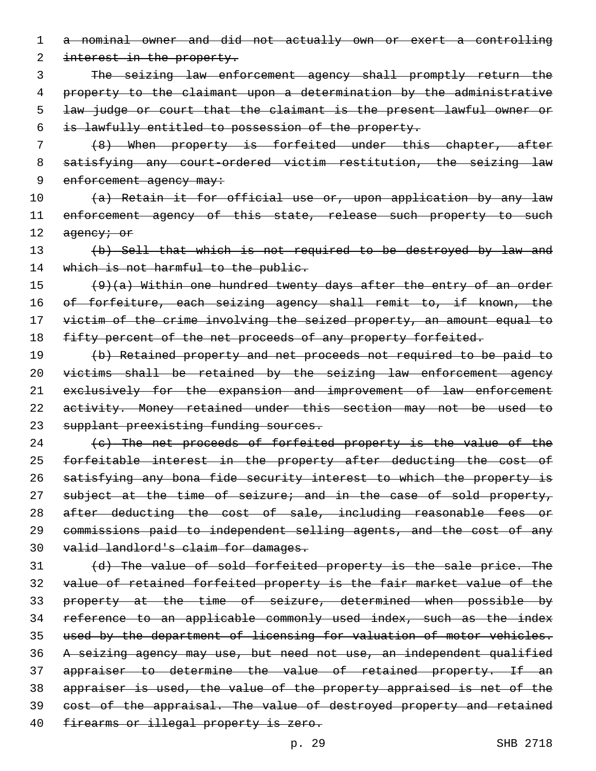~~a nominal owner and did not actually own or exert a controlling interest in the property.~~

~~The seizing law enforcement agency shall promptly return the property to the claimant upon a determination by the administrative law judge or court that the claimant is the present lawful owner or is lawfully entitled to possession of the property.~~

~~(8) When property is forfeited under this chapter, after satisfying any court-ordered victim restitution, the seizing law enforcement agency may:~~

~~(a) Retain it for official use or, upon application by any law enforcement agency of this state, release such property to such agency; or~~

~~(b) Sell that which is not required to be destroyed by law and which is not harmful to the public.~~

~~(9)(a) Within one hundred twenty days after the entry of an order of forfeiture, each seizing agency shall remit to, if known, the victim of the crime involving the seized property, an amount equal to fifty percent of the net proceeds of any property forfeited.~~

~~(b) Retained property and net proceeds not required to be paid to victims shall be retained by the seizing law enforcement agency exclusively for the expansion and improvement of law enforcement activity. Money retained under this section may not be used to supplant preexisting funding sources.~~

~~(c) The net proceeds of forfeited property is the value of the forfeitable interest in the property after deducting the cost of satisfying any bona fide security interest to which the property is subject at the time of seizure; and in the case of sold property, after deducting the cost of sale, including reasonable fees or commissions paid to independent selling agents, and the cost of any valid landlord's claim for damages.~~

~~(d) The value of sold forfeited property is the sale price. The value of retained forfeited property is the fair market value of the property at the time of seizure, determined when possible by reference to an applicable commonly used index, such as the index used by the department of licensing for valuation of motor vehicles. A seizing agency may use, but need not use, an independent qualified appraiser to determine the value of retained property. If an appraiser is used, the value of the property appraised is net of the cost of the appraisal. The value of destroyed property and retained firearms or illegal property is zero.~~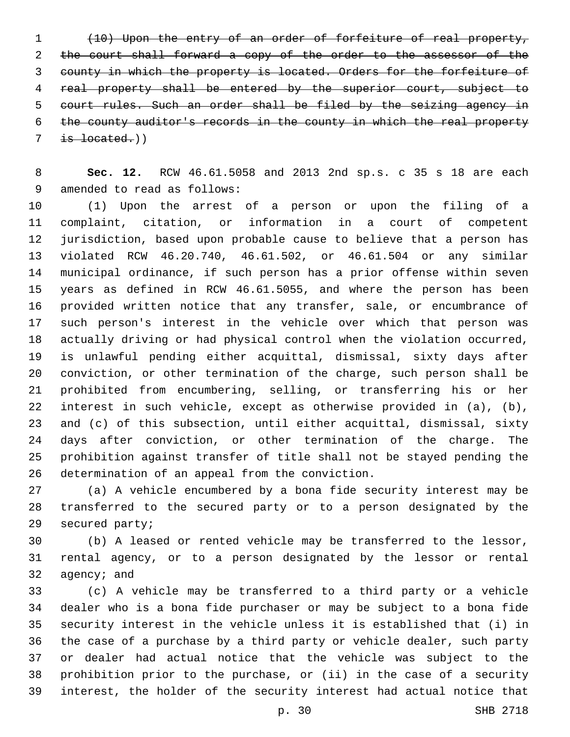~~(10) Upon the entry of an order of forfeiture of real property, the court shall forward a copy of the order to the assessor of the county in which the property is located. Orders for the forfeiture of real property shall be entered by the superior court, subject to court rules. Such an order shall be filed by the seizing agency in the county auditor's records in the county in which the real property is located.~~))

**Sec. 12.** RCW 46.61.5058 and 2013 2nd sp.s. c 35 s 18 are each amended to read as follows:

(1) Upon the arrest of a person or upon the filing of a complaint, citation, or information in a court of competent jurisdiction, based upon probable cause to believe that a person has violated RCW 46.20.740, 46.61.502, or 46.61.504 or any similar municipal ordinance, if such person has a prior offense within seven years as defined in RCW 46.61.5055, and where the person has been provided written notice that any transfer, sale, or encumbrance of such person's interest in the vehicle over which that person was actually driving or had physical control when the violation occurred, is unlawful pending either acquittal, dismissal, sixty days after conviction, or other termination of the charge, such person shall be prohibited from encumbering, selling, or transferring his or her interest in such vehicle, except as otherwise provided in (a), (b), and (c) of this subsection, until either acquittal, dismissal, sixty days after conviction, or other termination of the charge. The prohibition against transfer of title shall not be stayed pending the determination of an appeal from the conviction.

(a) A vehicle encumbered by a bona fide security interest may be transferred to the secured party or to a person designated by the secured party;

(b) A leased or rented vehicle may be transferred to the lessor, rental agency, or to a person designated by the lessor or rental agency; and

(c) A vehicle may be transferred to a third party or a vehicle dealer who is a bona fide purchaser or may be subject to a bona fide security interest in the vehicle unless it is established that (i) in the case of a purchase by a third party or vehicle dealer, such party or dealer had actual notice that the vehicle was subject to the prohibition prior to the purchase, or (ii) in the case of a security interest, the holder of the security interest had actual notice that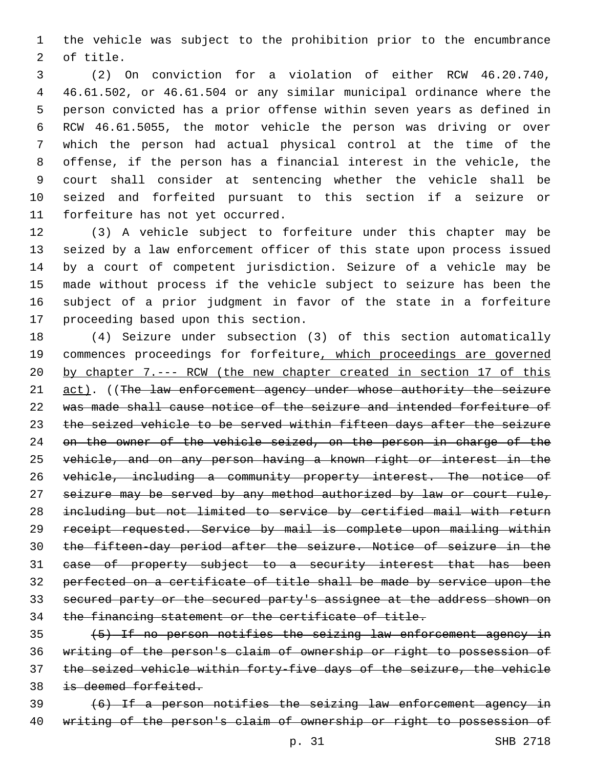the vehicle was subject to the prohibition prior to the encumbrance of title.

(2) On conviction for a violation of either RCW 46.20.740, 46.61.502, or 46.61.504 or any similar municipal ordinance where the person convicted has a prior offense within seven years as defined in RCW 46.61.5055, the motor vehicle the person was driving or over which the person had actual physical control at the time of the offense, if the person has a financial interest in the vehicle, the court shall consider at sentencing whether the vehicle shall be seized and forfeited pursuant to this section if a seizure or forfeiture has not yet occurred.

(3) A vehicle subject to forfeiture under this chapter may be seized by a law enforcement officer of this state upon process issued by a court of competent jurisdiction. Seizure of a vehicle may be made without process if the vehicle subject to seizure has been the subject of a prior judgment in favor of the state in a forfeiture proceeding based upon this section.

(4) Seizure under subsection (3) of this section automatically commences proceedings for forfeiture<u>, which proceedings are governed by chapter 7.--- RCW (the new chapter created in section 17 of this act)</u>. ((~~The law enforcement agency under whose authority the seizure was made shall cause notice of the seizure and intended forfeiture of the seized vehicle to be served within fifteen days after the seizure on the owner of the vehicle seized, on the person in charge of the vehicle, and on any person having a known right or interest in the vehicle, including a community property interest. The notice of seizure may be served by any method authorized by law or court rule, including but not limited to service by certified mail with return receipt requested. Service by mail is complete upon mailing within the fifteen-day period after the seizure. Notice of seizure in the case of property subject to a security interest that has been perfected on a certificate of title shall be made by service upon the secured party or the secured party's assignee at the address shown on the financing statement or the certificate of title.~~

~~(5) If no person notifies the seizing law enforcement agency in writing of the person's claim of ownership or right to possession of the seized vehicle within forty-five days of the seizure, the vehicle is deemed forfeited.~~

~~(6) If a person notifies the seizing law enforcement agency in writing of the person's claim of ownership or right to possession of~~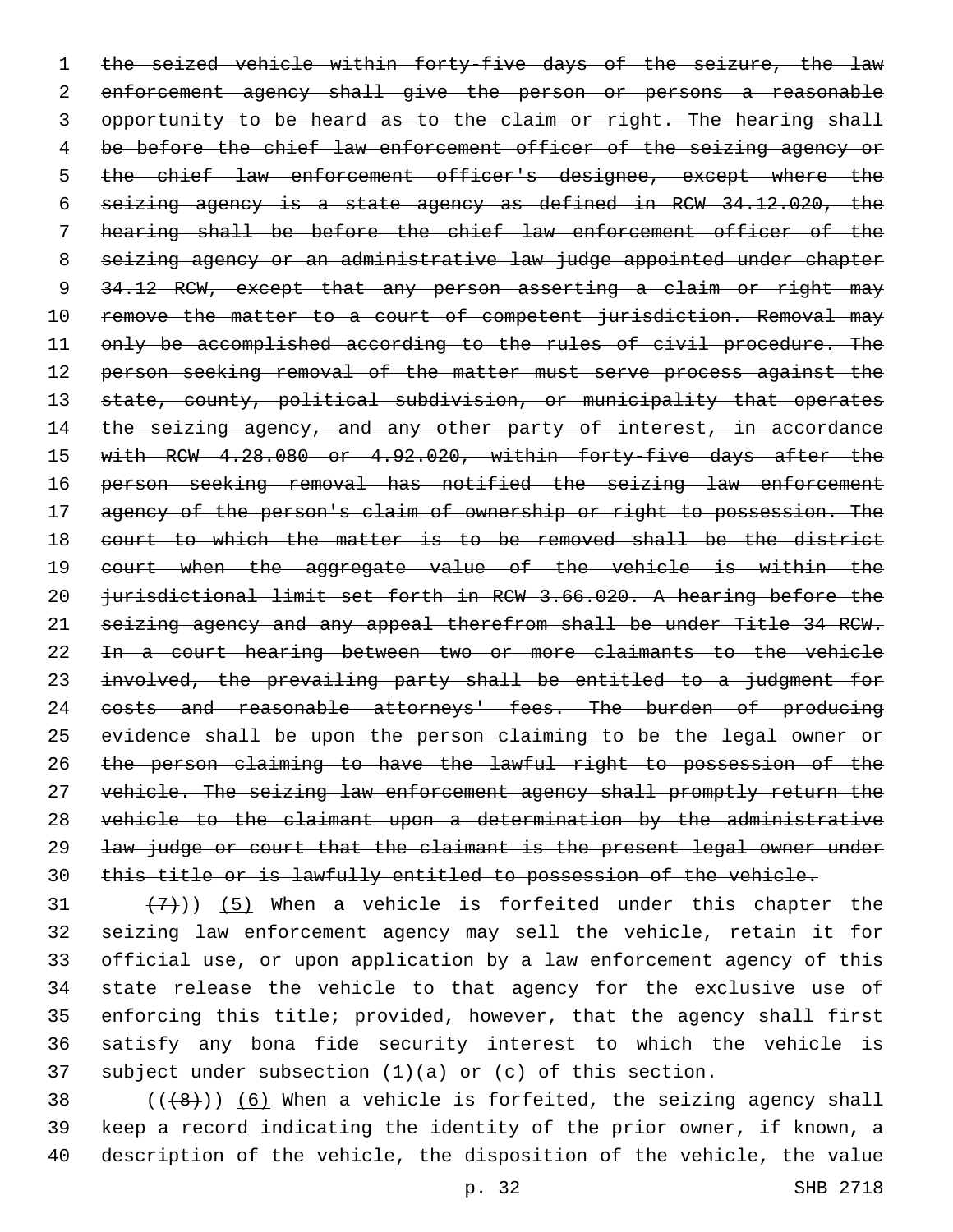~~the seized vehicle within forty-five days of the seizure, the law enforcement agency shall give the person or persons a reasonable opportunity to be heard as to the claim or right. The hearing shall be before the chief law enforcement officer of the seizing agency or the chief law enforcement officer's designee, except where the seizing agency is a state agency as defined in RCW 34.12.020, the hearing shall be before the chief law enforcement officer of the seizing agency or an administrative law judge appointed under chapter 34.12 RCW, except that any person asserting a claim or right may remove the matter to a court of competent jurisdiction. Removal may only be accomplished according to the rules of civil procedure. The person seeking removal of the matter must serve process against the state, county, political subdivision, or municipality that operates the seizing agency, and any other party of interest, in accordance with RCW 4.28.080 or 4.92.020, within forty-five days after the person seeking removal has notified the seizing law enforcement agency of the person's claim of ownership or right to possession. The court to which the matter is to be removed shall be the district court when the aggregate value of the vehicle is within the jurisdictional limit set forth in RCW 3.66.020. A hearing before the seizing agency and any appeal therefrom shall be under Title 34 RCW. In a court hearing between two or more claimants to the vehicle involved, the prevailing party shall be entitled to a judgment for costs and reasonable attorneys' fees. The burden of producing evidence shall be upon the person claiming to be the legal owner or the person claiming to have the lawful right to possession of the vehicle. The seizing law enforcement agency shall promptly return the vehicle to the claimant upon a determination by the administrative law judge or court that the claimant is the present legal owner under this title or is lawfully entitled to possession of the vehicle.~~

~~(7)~~)) (5) When a vehicle is forfeited under this chapter the seizing law enforcement agency may sell the vehicle, retain it for official use, or upon application by a law enforcement agency of this state release the vehicle to that agency for the exclusive use of enforcing this title; provided, however, that the agency shall first satisfy any bona fide security interest to which the vehicle is subject under subsection (1)(a) or (c) of this section.

((~~(8)~~)) (6) When a vehicle is forfeited, the seizing agency shall keep a record indicating the identity of the prior owner, if known, a description of the vehicle, the disposition of the vehicle, the value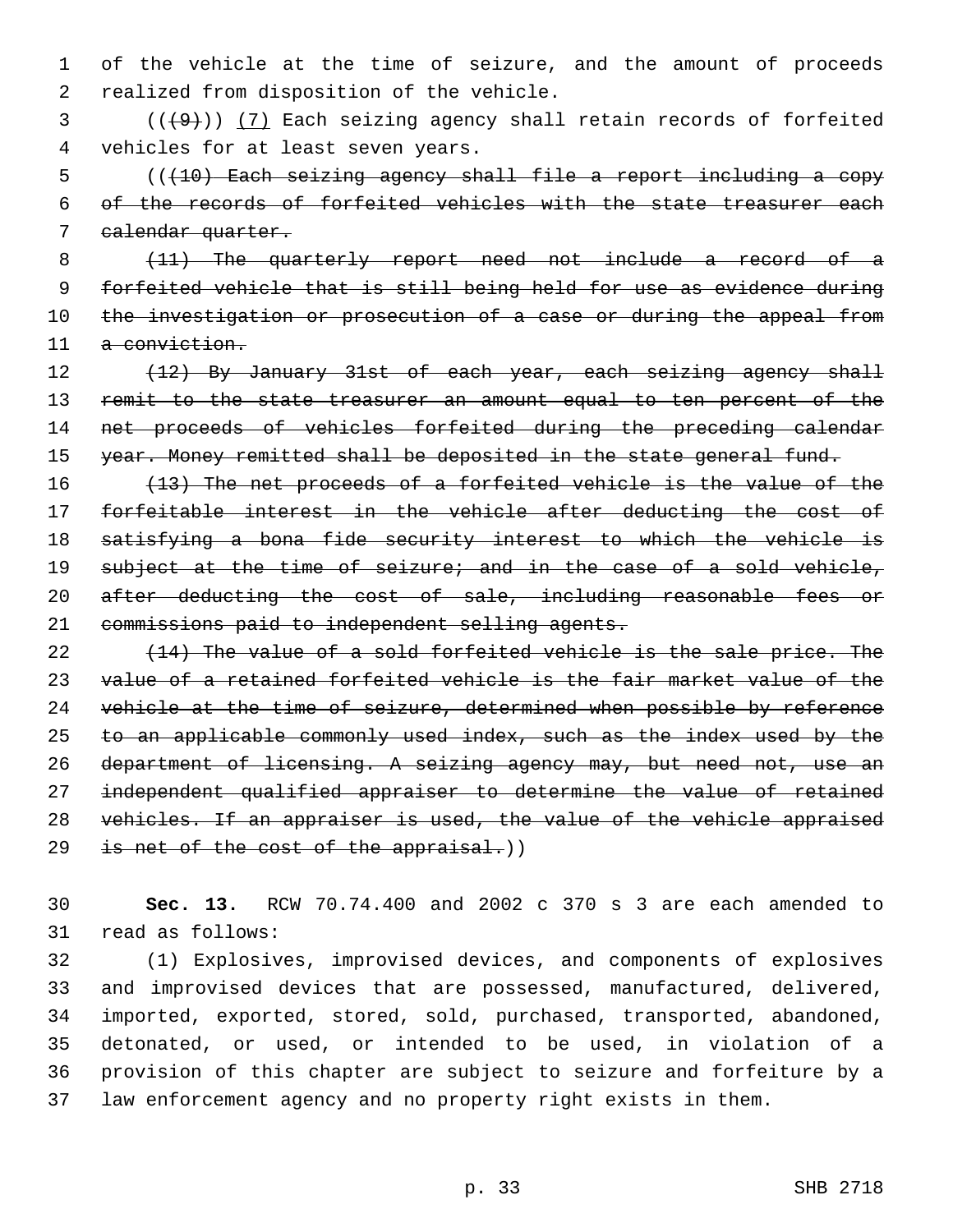of the vehicle at the time of seizure, and the amount of proceeds realized from disposition of the vehicle.

((~~(9)~~)) (7) Each seizing agency shall retain records of forfeited vehicles for at least seven years.

((~~(10) Each seizing agency shall file a report including a copy of the records of forfeited vehicles with the state treasurer each calendar quarter.~~

~~(11) The quarterly report need not include a record of a forfeited vehicle that is still being held for use as evidence during the investigation or prosecution of a case or during the appeal from a conviction.~~

~~(12) By January 31st of each year, each seizing agency shall remit to the state treasurer an amount equal to ten percent of the net proceeds of vehicles forfeited during the preceding calendar year. Money remitted shall be deposited in the state general fund.~~

~~(13) The net proceeds of a forfeited vehicle is the value of the forfeitable interest in the vehicle after deducting the cost of satisfying a bona fide security interest to which the vehicle is subject at the time of seizure; and in the case of a sold vehicle, after deducting the cost of sale, including reasonable fees or commissions paid to independent selling agents.~~

~~(14) The value of a sold forfeited vehicle is the sale price. The value of a retained forfeited vehicle is the fair market value of the vehicle at the time of seizure, determined when possible by reference to an applicable commonly used index, such as the index used by the department of licensing. A seizing agency may, but need not, use an independent qualified appraiser to determine the value of retained vehicles. If an appraiser is used, the value of the vehicle appraised is net of the cost of the appraisal.~~))

**Sec. 13.** RCW 70.74.400 and 2002 c 370 s 3 are each amended to read as follows:

(1) Explosives, improvised devices, and components of explosives and improvised devices that are possessed, manufactured, delivered, imported, exported, stored, sold, purchased, transported, abandoned, detonated, or used, or intended to be used, in violation of a provision of this chapter are subject to seizure and forfeiture by a law enforcement agency and no property right exists in them.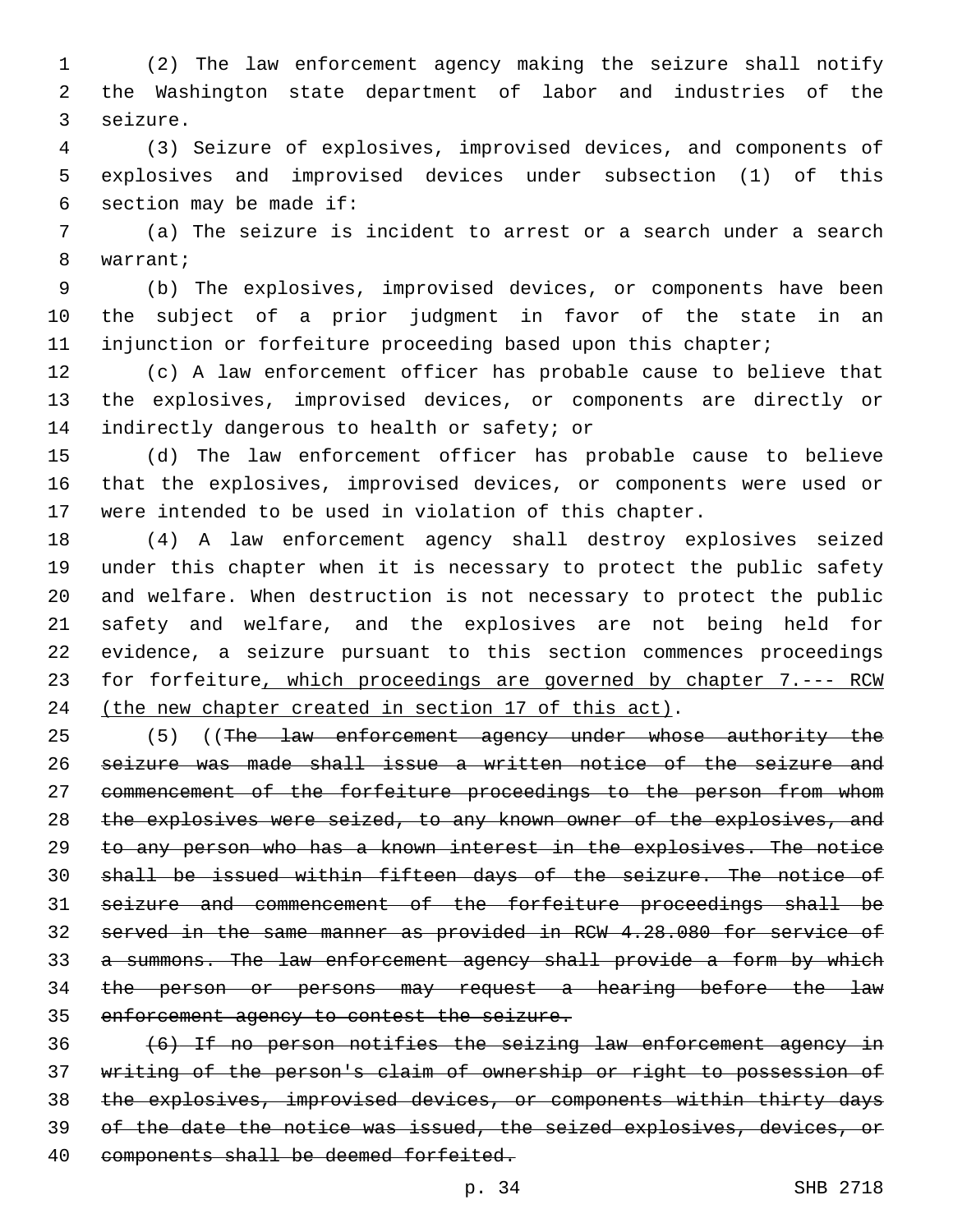(2) The law enforcement agency making the seizure shall notify the Washington state department of labor and industries of the seizure.

(3) Seizure of explosives, improvised devices, and components of explosives and improvised devices under subsection (1) of this section may be made if:

(a) The seizure is incident to arrest or a search under a search warrant;

(b) The explosives, improvised devices, or components have been the subject of a prior judgment in favor of the state in an injunction or forfeiture proceeding based upon this chapter;

(c) A law enforcement officer has probable cause to believe that the explosives, improvised devices, or components are directly or indirectly dangerous to health or safety; or

(d) The law enforcement officer has probable cause to believe that the explosives, improvised devices, or components were used or were intended to be used in violation of this chapter.

(4) A law enforcement agency shall destroy explosives seized under this chapter when it is necessary to protect the public safety and welfare. When destruction is not necessary to protect the public safety and welfare, and the explosives are not being held for evidence, a seizure pursuant to this section commences proceedings for forfeiture<u>, which proceedings are governed by chapter 7.--- RCW (the new chapter created in section 17 of this act)</u>.

(5) ((~~The law enforcement agency under whose authority the seizure was made shall issue a written notice of the seizure and commencement of the forfeiture proceedings to the person from whom the explosives were seized, to any known owner of the explosives, and to any person who has a known interest in the explosives. The notice shall be issued within fifteen days of the seizure. The notice of seizure and commencement of the forfeiture proceedings shall be served in the same manner as provided in RCW 4.28.080 for service of a summons. The law enforcement agency shall provide a form by which the person or persons may request a hearing before the law enforcement agency to contest the seizure.~~

~~(6) If no person notifies the seizing law enforcement agency in writing of the person's claim of ownership or right to possession of the explosives, improvised devices, or components within thirty days of the date the notice was issued, the seized explosives, devices, or components shall be deemed forfeited.~~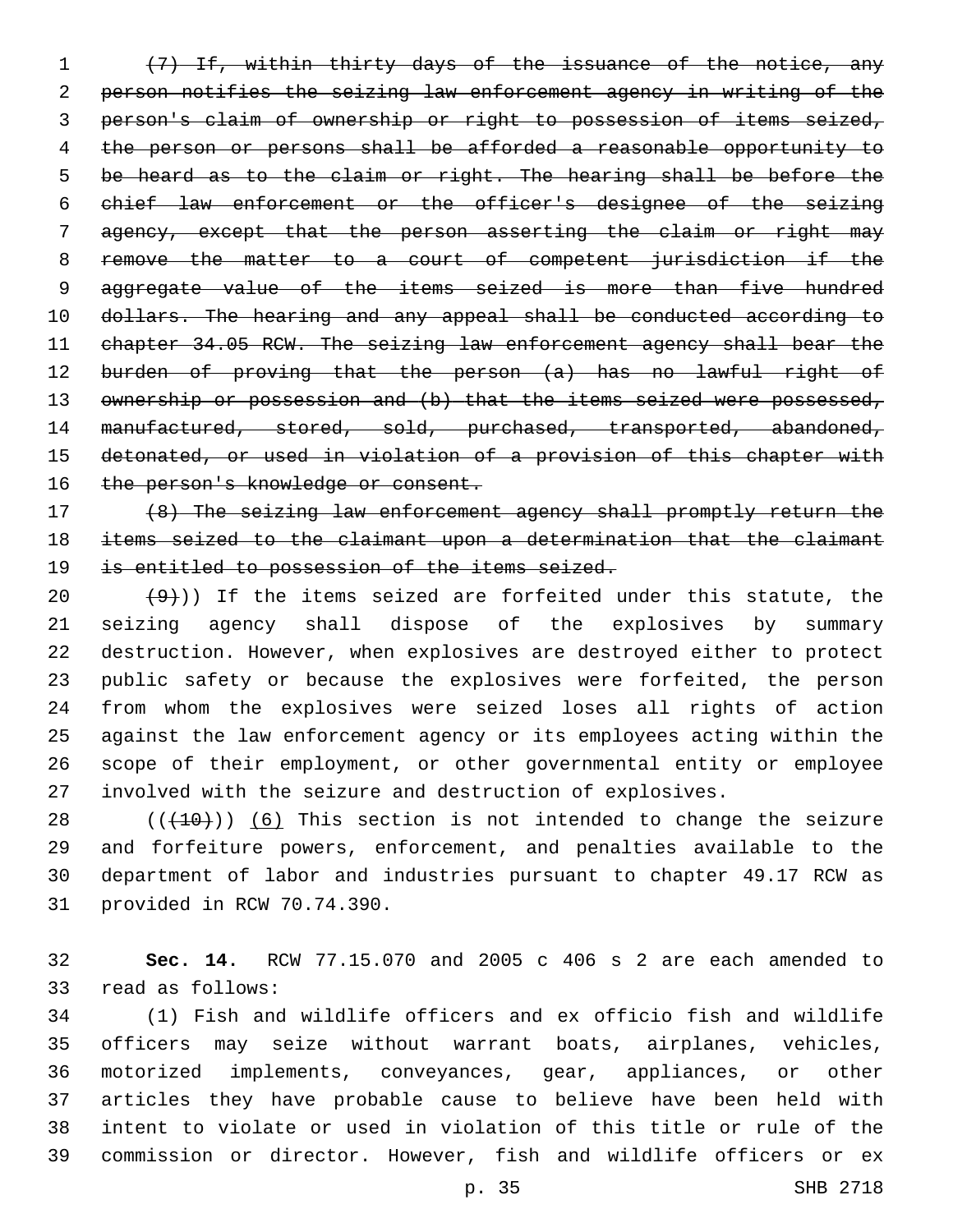~~(7) If, within thirty days of the issuance of the notice, any person notifies the seizing law enforcement agency in writing of the person's claim of ownership or right to possession of items seized, the person or persons shall be afforded a reasonable opportunity to be heard as to the claim or right. The hearing shall be before the chief law enforcement or the officer's designee of the seizing agency, except that the person asserting the claim or right may remove the matter to a court of competent jurisdiction if the aggregate value of the items seized is more than five hundred dollars. The hearing and any appeal shall be conducted according to chapter 34.05 RCW. The seizing law enforcement agency shall bear the burden of proving that the person (a) has no lawful right of ownership or possession and (b) that the items seized were possessed, manufactured, stored, sold, purchased, transported, abandoned, detonated, or used in violation of a provision of this chapter with the person's knowledge or consent.~~

~~(8) The seizing law enforcement agency shall promptly return the items seized to the claimant upon a determination that the claimant is entitled to possession of the items seized.~~

~~(9)~~)) If the items seized are forfeited under this statute, the seizing agency shall dispose of the explosives by summary destruction. However, when explosives are destroyed either to protect public safety or because the explosives were forfeited, the person from whom the explosives were seized loses all rights of action against the law enforcement agency or its employees acting within the scope of their employment, or other governmental entity or employee involved with the seizure and destruction of explosives.

((~~(10)~~)) <u>(6)</u> This section is not intended to change the seizure and forfeiture powers, enforcement, and penalties available to the department of labor and industries pursuant to chapter 49.17 RCW as provided in RCW 70.74.390.

**Sec. 14.** RCW 77.15.070 and 2005 c 406 s 2 are each amended to read as follows:

(1) Fish and wildlife officers and ex officio fish and wildlife officers may seize without warrant boats, airplanes, vehicles, motorized implements, conveyances, gear, appliances, or other articles they have probable cause to believe have been held with intent to violate or used in violation of this title or rule of the commission or director. However, fish and wildlife officers or ex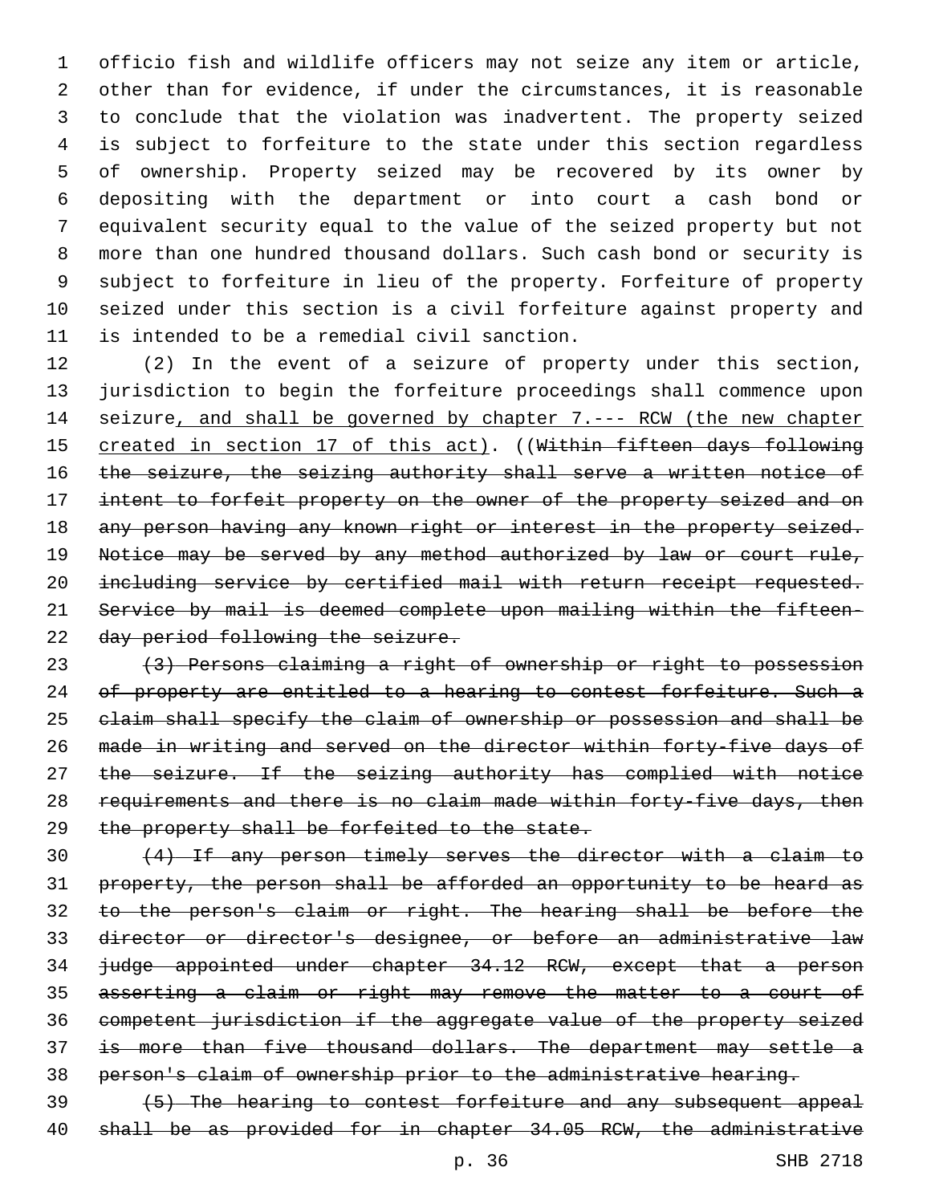officio fish and wildlife officers may not seize any item or article, other than for evidence, if under the circumstances, it is reasonable to conclude that the violation was inadvertent. The property seized is subject to forfeiture to the state under this section regardless of ownership. Property seized may be recovered by its owner by depositing with the department or into court a cash bond or equivalent security equal to the value of the seized property but not more than one hundred thousand dollars. Such cash bond or security is subject to forfeiture in lieu of the property. Forfeiture of property seized under this section is a civil forfeiture against property and is intended to be a remedial civil sanction.

(2) In the event of a seizure of property under this section, jurisdiction to begin the forfeiture proceedings shall commence upon seizure, and shall be governed by chapter 7.--- RCW (the new chapter created in section 17 of this act). ((~~Within fifteen days following the seizure, the seizing authority shall serve a written notice of intent to forfeit property on the owner of the property seized and on any person having any known right or interest in the property seized. Notice may be served by any method authorized by law or court rule, including service by certified mail with return receipt requested. Service by mail is deemed complete upon mailing within the fifteen-day period following the seizure.~~

~~(3) Persons claiming a right of ownership or right to possession of property are entitled to a hearing to contest forfeiture. Such a claim shall specify the claim of ownership or possession and shall be made in writing and served on the director within forty-five days of the seizure. If the seizing authority has complied with notice requirements and there is no claim made within forty-five days, then the property shall be forfeited to the state.~~

~~(4) If any person timely serves the director with a claim to property, the person shall be afforded an opportunity to be heard as to the person's claim or right. The hearing shall be before the director or director's designee, or before an administrative law judge appointed under chapter 34.12 RCW, except that a person asserting a claim or right may remove the matter to a court of competent jurisdiction if the aggregate value of the property seized is more than five thousand dollars. The department may settle a person's claim of ownership prior to the administrative hearing.~~

~~(5) The hearing to contest forfeiture and any subsequent appeal shall be as provided for in chapter 34.05 RCW, the administrative~~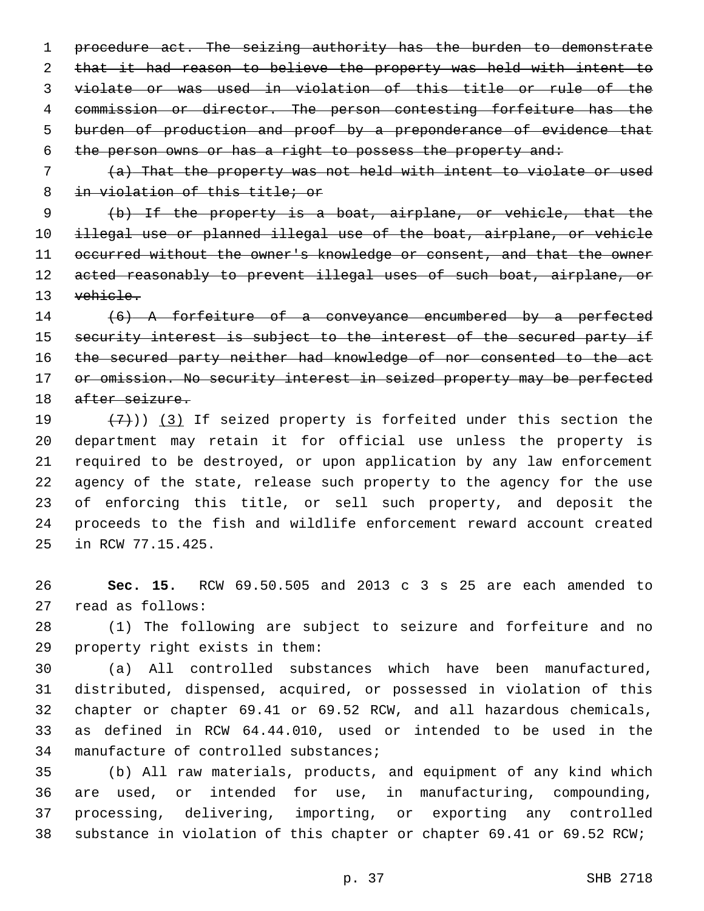~~procedure act. The seizing authority has the burden to demonstrate that it had reason to believe the property was held with intent to violate or was used in violation of this title or rule of the commission or director. The person contesting forfeiture has the burden of production and proof by a preponderance of evidence that the person owns or has a right to possess the property and:~~

~~(a) That the property was not held with intent to violate or used in violation of this title; or~~

~~(b) If the property is a boat, airplane, or vehicle, that the illegal use or planned illegal use of the boat, airplane, or vehicle occurred without the owner's knowledge or consent, and that the owner acted reasonably to prevent illegal uses of such boat, airplane, or vehicle.~~

~~(6) A forfeiture of a conveyance encumbered by a perfected security interest is subject to the interest of the secured party if the secured party neither had knowledge of nor consented to the act or omission. No security interest in seized property may be perfected after seizure.~~

~~(7)~~)) <u>(3)</u> If seized property is forfeited under this section the department may retain it for official use unless the property is required to be destroyed, or upon application by any law enforcement agency of the state, release such property to the agency for the use of enforcing this title, or sell such property, and deposit the proceeds to the fish and wildlife enforcement reward account created in RCW 77.15.425.

**Sec. 15.** RCW 69.50.505 and 2013 c 3 s 25 are each amended to read as follows:

(1) The following are subject to seizure and forfeiture and no property right exists in them:

(a) All controlled substances which have been manufactured, distributed, dispensed, acquired, or possessed in violation of this chapter or chapter 69.41 or 69.52 RCW, and all hazardous chemicals, as defined in RCW 64.44.010, used or intended to be used in the manufacture of controlled substances;

(b) All raw materials, products, and equipment of any kind which are used, or intended for use, in manufacturing, compounding, processing, delivering, importing, or exporting any controlled substance in violation of this chapter or chapter 69.41 or 69.52 RCW;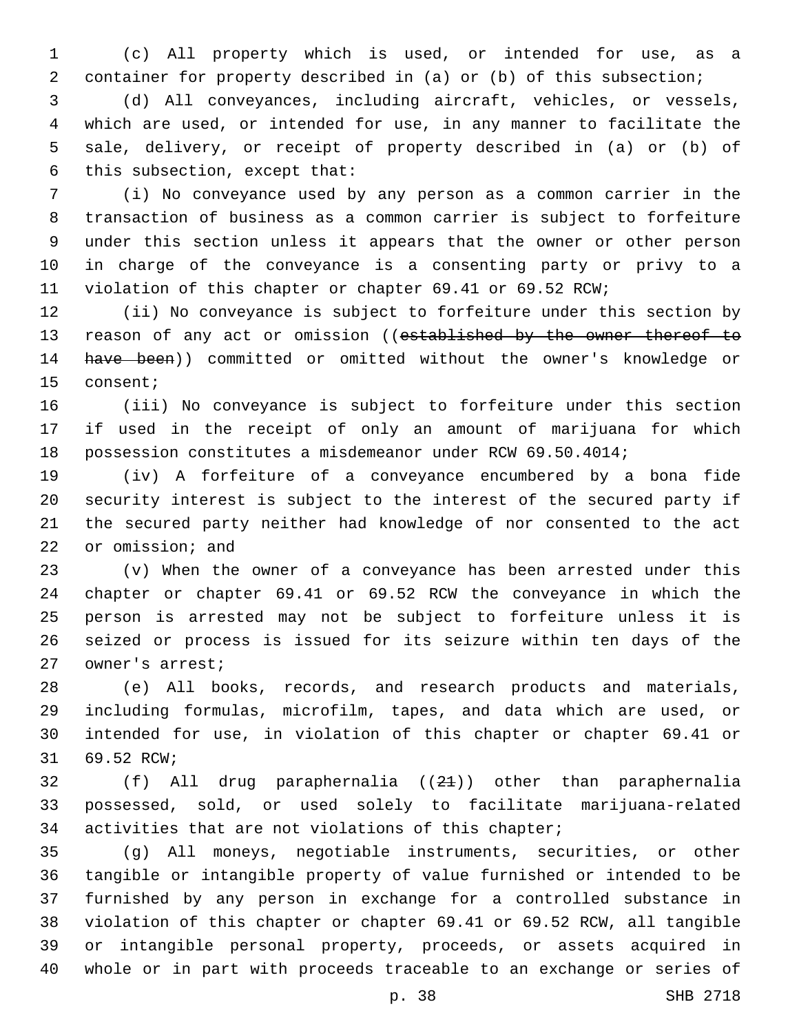(c) All property which is used, or intended for use, as a container for property described in (a) or (b) of this subsection;

(d) All conveyances, including aircraft, vehicles, or vessels, which are used, or intended for use, in any manner to facilitate the sale, delivery, or receipt of property described in (a) or (b) of this subsection, except that:

(i) No conveyance used by any person as a common carrier in the transaction of business as a common carrier is subject to forfeiture under this section unless it appears that the owner or other person in charge of the conveyance is a consenting party or privy to a violation of this chapter or chapter 69.41 or 69.52 RCW;

(ii) No conveyance is subject to forfeiture under this section by reason of any act or omission ((~~established by the owner thereof to have been~~)) committed or omitted without the owner's knowledge or consent;

(iii) No conveyance is subject to forfeiture under this section if used in the receipt of only an amount of marijuana for which possession constitutes a misdemeanor under RCW 69.50.4014;

(iv) A forfeiture of a conveyance encumbered by a bona fide security interest is subject to the interest of the secured party if the secured party neither had knowledge of nor consented to the act or omission; and

(v) When the owner of a conveyance has been arrested under this chapter or chapter 69.41 or 69.52 RCW the conveyance in which the person is arrested may not be subject to forfeiture unless it is seized or process is issued for its seizure within ten days of the owner's arrest;

(e) All books, records, and research products and materials, including formulas, microfilm, tapes, and data which are used, or intended for use, in violation of this chapter or chapter 69.41 or 69.52 RCW;

(f) All drug paraphernalia ((~~21~~)) other than paraphernalia possessed, sold, or used solely to facilitate marijuana-related activities that are not violations of this chapter;

(g) All moneys, negotiable instruments, securities, or other tangible or intangible property of value furnished or intended to be furnished by any person in exchange for a controlled substance in violation of this chapter or chapter 69.41 or 69.52 RCW, all tangible or intangible personal property, proceeds, or assets acquired in whole or in part with proceeds traceable to an exchange or series of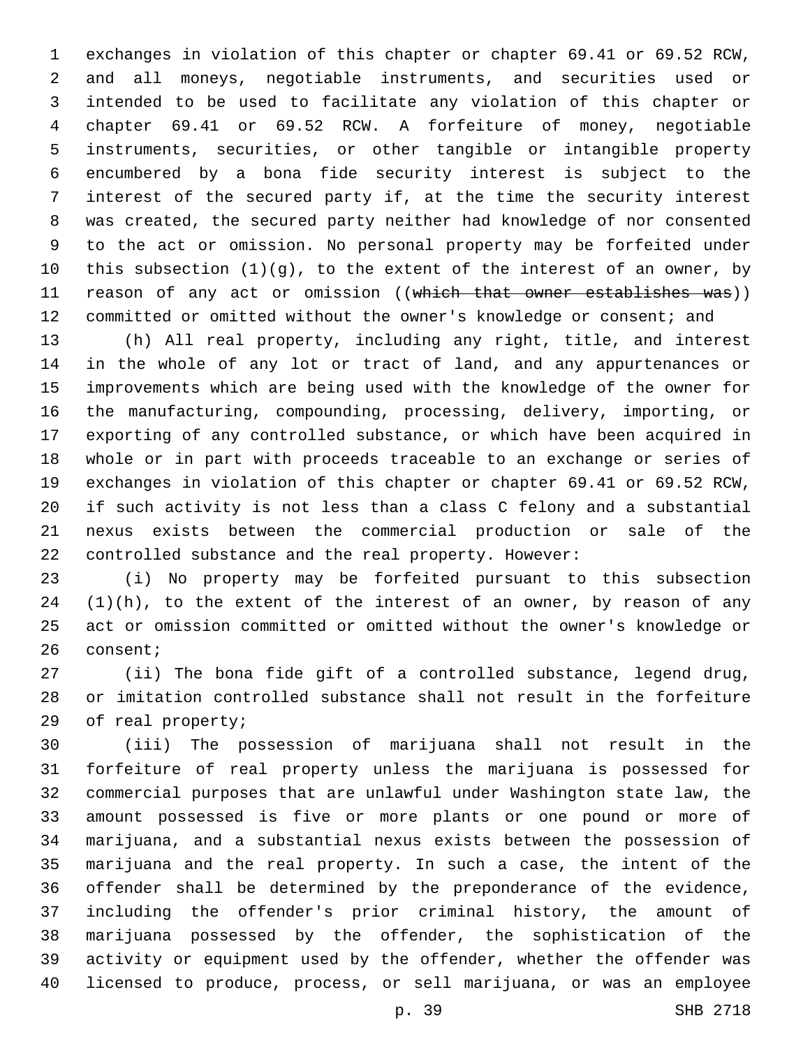exchanges in violation of this chapter or chapter 69.41 or 69.52 RCW, and all moneys, negotiable instruments, and securities used or intended to be used to facilitate any violation of this chapter or chapter 69.41 or 69.52 RCW. A forfeiture of money, negotiable instruments, securities, or other tangible or intangible property encumbered by a bona fide security interest is subject to the interest of the secured party if, at the time the security interest was created, the secured party neither had knowledge of nor consented to the act or omission. No personal property may be forfeited under this subsection (1)(g), to the extent of the interest of an owner, by reason of any act or omission ((~~which that owner establishes was~~)) committed or omitted without the owner's knowledge or consent; and

(h) All real property, including any right, title, and interest in the whole of any lot or tract of land, and any appurtenances or improvements which are being used with the knowledge of the owner for the manufacturing, compounding, processing, delivery, importing, or exporting of any controlled substance, or which have been acquired in whole or in part with proceeds traceable to an exchange or series of exchanges in violation of this chapter or chapter 69.41 or 69.52 RCW, if such activity is not less than a class C felony and a substantial nexus exists between the commercial production or sale of the controlled substance and the real property. However:

(i) No property may be forfeited pursuant to this subsection (1)(h), to the extent of the interest of an owner, by reason of any act or omission committed or omitted without the owner's knowledge or consent;

(ii) The bona fide gift of a controlled substance, legend drug, or imitation controlled substance shall not result in the forfeiture of real property;

(iii) The possession of marijuana shall not result in the forfeiture of real property unless the marijuana is possessed for commercial purposes that are unlawful under Washington state law, the amount possessed is five or more plants or one pound or more of marijuana, and a substantial nexus exists between the possession of marijuana and the real property. In such a case, the intent of the offender shall be determined by the preponderance of the evidence, including the offender's prior criminal history, the amount of marijuana possessed by the offender, the sophistication of the activity or equipment used by the offender, whether the offender was licensed to produce, process, or sell marijuana, or was an employee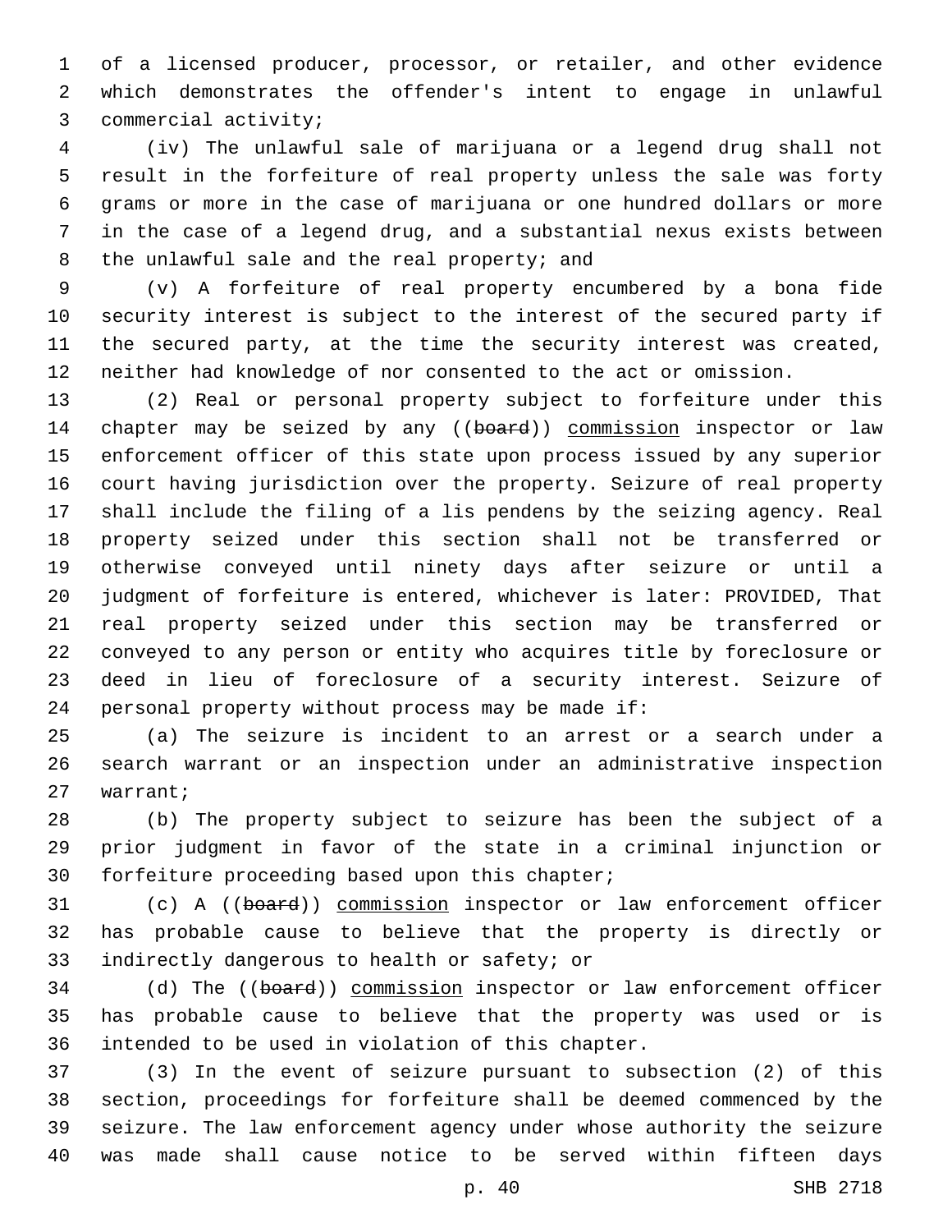of a licensed producer, processor, or retailer, and other evidence which demonstrates the offender's intent to engage in unlawful commercial activity;

(iv) The unlawful sale of marijuana or a legend drug shall not result in the forfeiture of real property unless the sale was forty grams or more in the case of marijuana or one hundred dollars or more in the case of a legend drug, and a substantial nexus exists between the unlawful sale and the real property; and

(v) A forfeiture of real property encumbered by a bona fide security interest is subject to the interest of the secured party if the secured party, at the time the security interest was created, neither had knowledge of nor consented to the act or omission.

(2) Real or personal property subject to forfeiture under this chapter may be seized by any ((~~board~~)) <u>commission</u> inspector or law enforcement officer of this state upon process issued by any superior court having jurisdiction over the property. Seizure of real property shall include the filing of a lis pendens by the seizing agency. Real property seized under this section shall not be transferred or otherwise conveyed until ninety days after seizure or until a judgment of forfeiture is entered, whichever is later: PROVIDED, That real property seized under this section may be transferred or conveyed to any person or entity who acquires title by foreclosure or deed in lieu of foreclosure of a security interest. Seizure of personal property without process may be made if:

(a) The seizure is incident to an arrest or a search under a search warrant or an inspection under an administrative inspection warrant;

(b) The property subject to seizure has been the subject of a prior judgment in favor of the state in a criminal injunction or forfeiture proceeding based upon this chapter;

(c) A ((~~board~~)) <u>commission</u> inspector or law enforcement officer has probable cause to believe that the property is directly or indirectly dangerous to health or safety; or

(d) The ((~~board~~)) <u>commission</u> inspector or law enforcement officer has probable cause to believe that the property was used or is intended to be used in violation of this chapter.

(3) In the event of seizure pursuant to subsection (2) of this section, proceedings for forfeiture shall be deemed commenced by the seizure. The law enforcement agency under whose authority the seizure was made shall cause notice to be served within fifteen days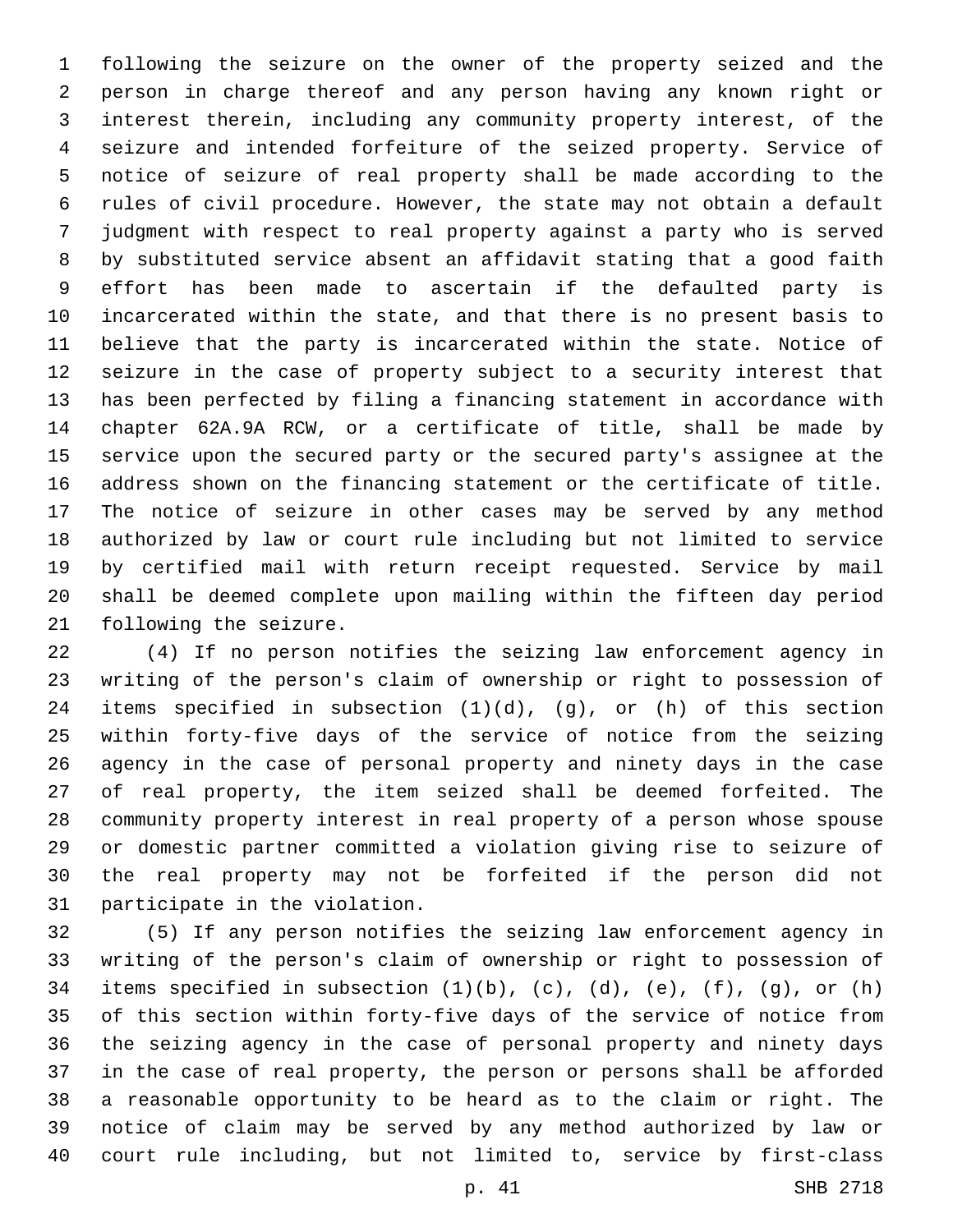following the seizure on the owner of the property seized and the person in charge thereof and any person having any known right or interest therein, including any community property interest, of the seizure and intended forfeiture of the seized property. Service of notice of seizure of real property shall be made according to the rules of civil procedure. However, the state may not obtain a default judgment with respect to real property against a party who is served by substituted service absent an affidavit stating that a good faith effort has been made to ascertain if the defaulted party is incarcerated within the state, and that there is no present basis to believe that the party is incarcerated within the state. Notice of seizure in the case of property subject to a security interest that has been perfected by filing a financing statement in accordance with chapter 62A.9A RCW, or a certificate of title, shall be made by service upon the secured party or the secured party's assignee at the address shown on the financing statement or the certificate of title. The notice of seizure in other cases may be served by any method authorized by law or court rule including but not limited to service by certified mail with return receipt requested. Service by mail shall be deemed complete upon mailing within the fifteen day period following the seizure.

(4) If no person notifies the seizing law enforcement agency in writing of the person's claim of ownership or right to possession of items specified in subsection (1)(d), (g), or (h) of this section within forty-five days of the service of notice from the seizing agency in the case of personal property and ninety days in the case of real property, the item seized shall be deemed forfeited. The community property interest in real property of a person whose spouse or domestic partner committed a violation giving rise to seizure of the real property may not be forfeited if the person did not participate in the violation.

(5) If any person notifies the seizing law enforcement agency in writing of the person's claim of ownership or right to possession of items specified in subsection (1)(b), (c), (d), (e), (f), (g), or (h) of this section within forty-five days of the service of notice from the seizing agency in the case of personal property and ninety days in the case of real property, the person or persons shall be afforded a reasonable opportunity to be heard as to the claim or right. The notice of claim may be served by any method authorized by law or court rule including, but not limited to, service by first-class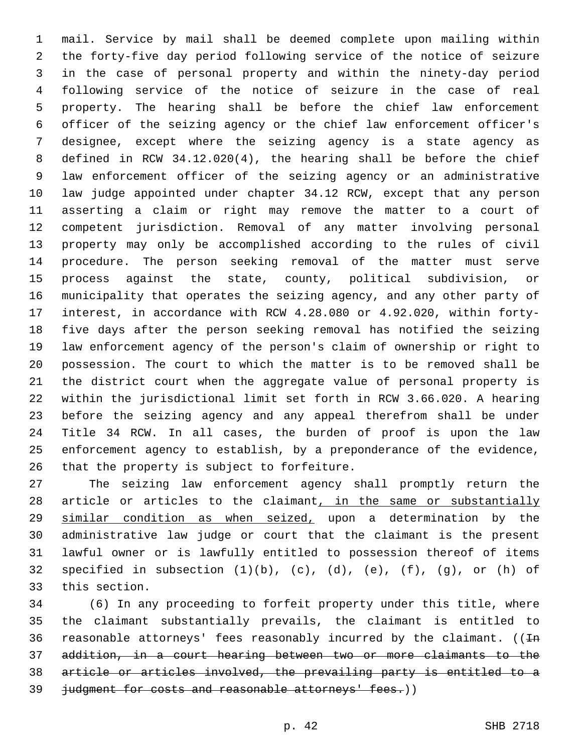mail. Service by mail shall be deemed complete upon mailing within the forty-five day period following service of the notice of seizure in the case of personal property and within the ninety-day period following service of the notice of seizure in the case of real property. The hearing shall be before the chief law enforcement officer of the seizing agency or the chief law enforcement officer's designee, except where the seizing agency is a state agency as defined in RCW 34.12.020(4), the hearing shall be before the chief law enforcement officer of the seizing agency or an administrative law judge appointed under chapter 34.12 RCW, except that any person asserting a claim or right may remove the matter to a court of competent jurisdiction. Removal of any matter involving personal property may only be accomplished according to the rules of civil procedure. The person seeking removal of the matter must serve process against the state, county, political subdivision, or municipality that operates the seizing agency, and any other party of interest, in accordance with RCW 4.28.080 or 4.92.020, within forty-five days after the person seeking removal has notified the seizing law enforcement agency of the person's claim of ownership or right to possession. The court to which the matter is to be removed shall be the district court when the aggregate value of personal property is within the jurisdictional limit set forth in RCW 3.66.020. A hearing before the seizing agency and any appeal therefrom shall be under Title 34 RCW. In all cases, the burden of proof is upon the law enforcement agency to establish, by a preponderance of the evidence, that the property is subject to forfeiture.

The seizing law enforcement agency shall promptly return the article or articles to the claimant, in the same or substantially similar condition as when seized, upon a determination by the administrative law judge or court that the claimant is the present lawful owner or is lawfully entitled to possession thereof of items specified in subsection (1)(b), (c), (d), (e), (f), (g), or (h) of this section.

(6) In any proceeding to forfeit property under this title, where the claimant substantially prevails, the claimant is entitled to reasonable attorneys' fees reasonably incurred by the claimant. ((~~In addition, in a court hearing between two or more claimants to the article or articles involved, the prevailing party is entitled to a judgment for costs and reasonable attorneys' fees.~~))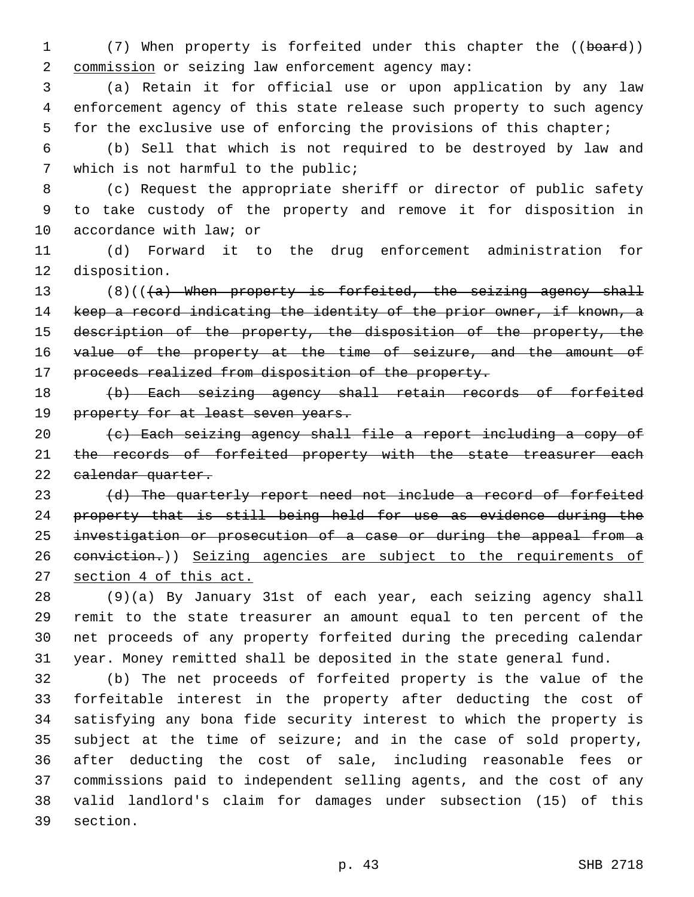(7) When property is forfeited under this chapter the ((~~board~~)) <u>commission</u> or seizing law enforcement agency may:

(a) Retain it for official use or upon application by any law enforcement agency of this state release such property to such agency for the exclusive use of enforcing the provisions of this chapter;

(b) Sell that which is not required to be destroyed by law and which is not harmful to the public;

(c) Request the appropriate sheriff or director of public safety to take custody of the property and remove it for disposition in accordance with law; or

(d) Forward it to the drug enforcement administration for disposition.

(8)((~~(a) When property is forfeited, the seizing agency shall keep a record indicating the identity of the prior owner, if known, a description of the property, the disposition of the property, the value of the property at the time of seizure, and the amount of proceeds realized from disposition of the property.~~

~~(b) Each seizing agency shall retain records of forfeited property for at least seven years.~~

~~(c) Each seizing agency shall file a report including a copy of the records of forfeited property with the state treasurer each calendar quarter.~~

~~(d) The quarterly report need not include a record of forfeited property that is still being held for use as evidence during the investigation or prosecution of a case or during the appeal from a conviction.~~)) <u>Seizing agencies are subject to the requirements of section 4 of this act.</u>

(9)(a) By January 31st of each year, each seizing agency shall remit to the state treasurer an amount equal to ten percent of the net proceeds of any property forfeited during the preceding calendar year. Money remitted shall be deposited in the state general fund.

(b) The net proceeds of forfeited property is the value of the forfeitable interest in the property after deducting the cost of satisfying any bona fide security interest to which the property is subject at the time of seizure; and in the case of sold property, after deducting the cost of sale, including reasonable fees or commissions paid to independent selling agents, and the cost of any valid landlord's claim for damages under subsection (15) of this section.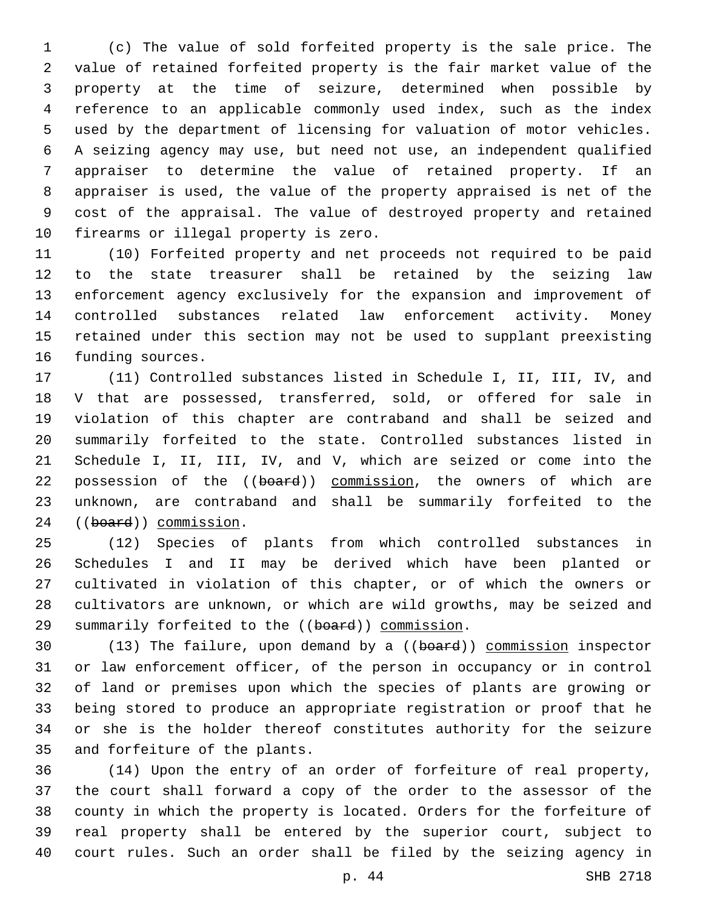(c) The value of sold forfeited property is the sale price. The value of retained forfeited property is the fair market value of the property at the time of seizure, determined when possible by reference to an applicable commonly used index, such as the index used by the department of licensing for valuation of motor vehicles. A seizing agency may use, but need not use, an independent qualified appraiser to determine the value of retained property. If an appraiser is used, the value of the property appraised is net of the cost of the appraisal. The value of destroyed property and retained firearms or illegal property is zero.

(10) Forfeited property and net proceeds not required to be paid to the state treasurer shall be retained by the seizing law enforcement agency exclusively for the expansion and improvement of controlled substances related law enforcement activity. Money retained under this section may not be used to supplant preexisting funding sources.

(11) Controlled substances listed in Schedule I, II, III, IV, and V that are possessed, transferred, sold, or offered for sale in violation of this chapter are contraband and shall be seized and summarily forfeited to the state. Controlled substances listed in Schedule I, II, III, IV, and V, which are seized or come into the possession of the ((~~board~~)) <u>commission</u>, the owners of which are unknown, are contraband and shall be summarily forfeited to the ((~~board~~)) <u>commission</u>.

(12) Species of plants from which controlled substances in Schedules I and II may be derived which have been planted or cultivated in violation of this chapter, or of which the owners or cultivators are unknown, or which are wild growths, may be seized and summarily forfeited to the ((~~board~~)) <u>commission</u>.

(13) The failure, upon demand by a ((~~board~~)) <u>commission</u> inspector or law enforcement officer, of the person in occupancy or in control of land or premises upon which the species of plants are growing or being stored to produce an appropriate registration or proof that he or she is the holder thereof constitutes authority for the seizure and forfeiture of the plants.

(14) Upon the entry of an order of forfeiture of real property, the court shall forward a copy of the order to the assessor of the county in which the property is located. Orders for the forfeiture of real property shall be entered by the superior court, subject to court rules. Such an order shall be filed by the seizing agency in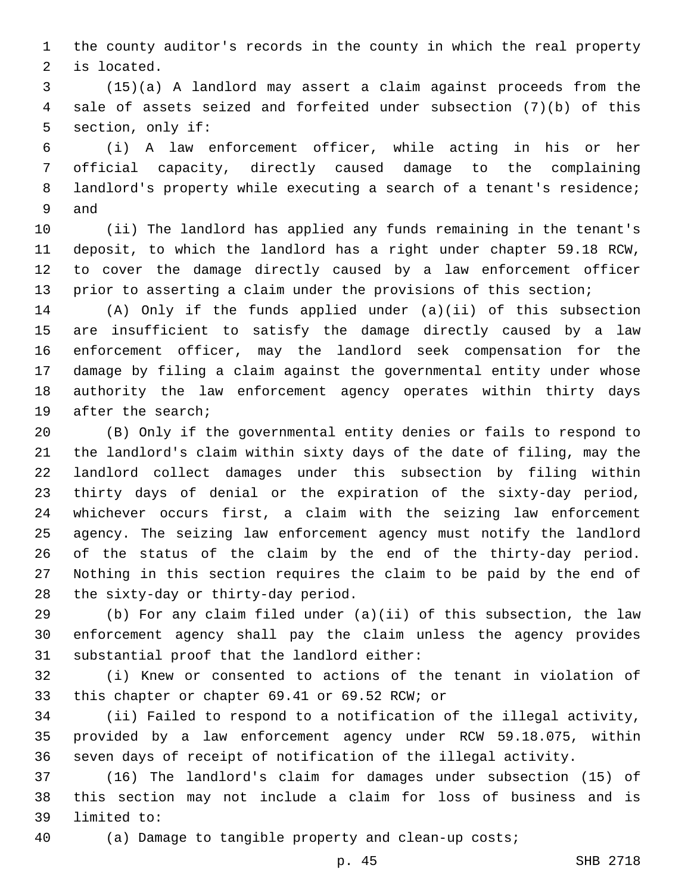the county auditor's records in the county in which the real property is located.

(15)(a) A landlord may assert a claim against proceeds from the sale of assets seized and forfeited under subsection (7)(b) of this section, only if:

(i) A law enforcement officer, while acting in his or her official capacity, directly caused damage to the complaining landlord's property while executing a search of a tenant's residence; and

(ii) The landlord has applied any funds remaining in the tenant's deposit, to which the landlord has a right under chapter 59.18 RCW, to cover the damage directly caused by a law enforcement officer prior to asserting a claim under the provisions of this section;

(A) Only if the funds applied under (a)(ii) of this subsection are insufficient to satisfy the damage directly caused by a law enforcement officer, may the landlord seek compensation for the damage by filing a claim against the governmental entity under whose authority the law enforcement agency operates within thirty days after the search;

(B) Only if the governmental entity denies or fails to respond to the landlord's claim within sixty days of the date of filing, may the landlord collect damages under this subsection by filing within thirty days of denial or the expiration of the sixty-day period, whichever occurs first, a claim with the seizing law enforcement agency. The seizing law enforcement agency must notify the landlord of the status of the claim by the end of the thirty-day period. Nothing in this section requires the claim to be paid by the end of the sixty-day or thirty-day period.

(b) For any claim filed under (a)(ii) of this subsection, the law enforcement agency shall pay the claim unless the agency provides substantial proof that the landlord either:

(i) Knew or consented to actions of the tenant in violation of this chapter or chapter 69.41 or 69.52 RCW; or

(ii) Failed to respond to a notification of the illegal activity, provided by a law enforcement agency under RCW 59.18.075, within seven days of receipt of notification of the illegal activity.

(16) The landlord's claim for damages under subsection (15) of this section may not include a claim for loss of business and is limited to:

(a) Damage to tangible property and clean-up costs;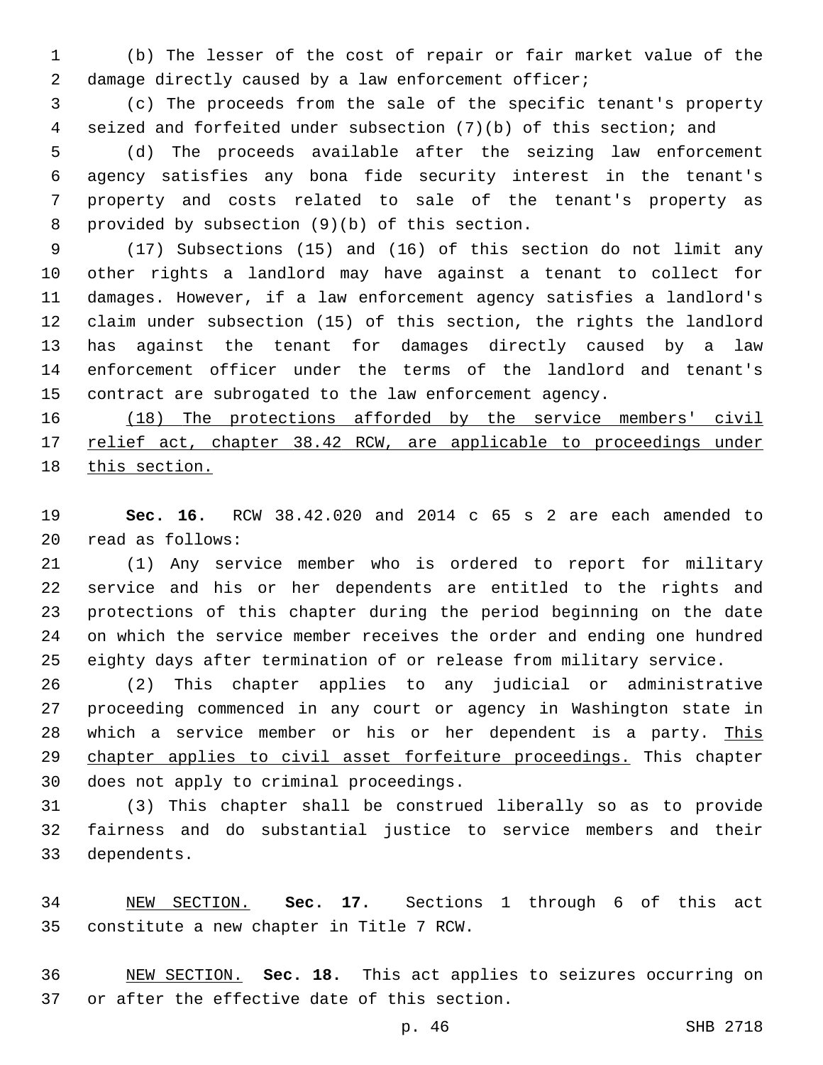(b) The lesser of the cost of repair or fair market value of the damage directly caused by a law enforcement officer;

(c) The proceeds from the sale of the specific tenant's property seized and forfeited under subsection (7)(b) of this section; and

(d) The proceeds available after the seizing law enforcement agency satisfies any bona fide security interest in the tenant's property and costs related to sale of the tenant's property as provided by subsection (9)(b) of this section.

(17) Subsections (15) and (16) of this section do not limit any other rights a landlord may have against a tenant to collect for damages. However, if a law enforcement agency satisfies a landlord's claim under subsection (15) of this section, the rights the landlord has against the tenant for damages directly caused by a law enforcement officer under the terms of the landlord and tenant's contract are subrogated to the law enforcement agency.

<u>(18) The protections afforded by the service members' civil relief act, chapter 38.42 RCW, are applicable to proceedings under this section.</u>

**Sec. 16.** RCW 38.42.020 and 2014 c 65 s 2 are each amended to read as follows:

(1) Any service member who is ordered to report for military service and his or her dependents are entitled to the rights and protections of this chapter during the period beginning on the date on which the service member receives the order and ending one hundred eighty days after termination of or release from military service.

(2) This chapter applies to any judicial or administrative proceeding commenced in any court or agency in Washington state in which a service member or his or her dependent is a party. <u>This chapter applies to civil asset forfeiture proceedings.</u> This chapter does not apply to criminal proceedings.

(3) This chapter shall be construed liberally so as to provide fairness and do substantial justice to service members and their dependents.

<u>NEW SECTION.</u> **Sec. 17.** Sections 1 through 6 of this act constitute a new chapter in Title 7 RCW.

<u>NEW SECTION.</u> **Sec. 18.** This act applies to seizures occurring on or after the effective date of this section.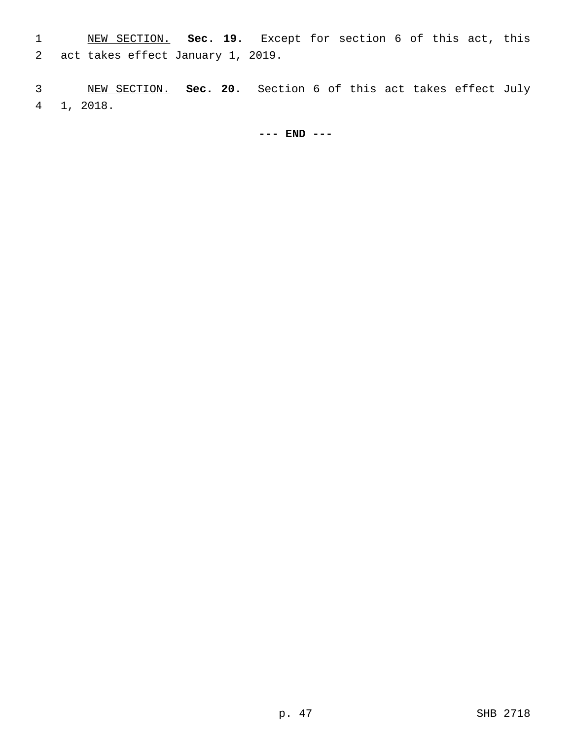NEW SECTION. **Sec. 19.** Except for section 6 of this act, this act takes effect January 1, 2019.

NEW SECTION. **Sec. 20.** Section 6 of this act takes effect July 1, 2018.

**--- END ---**